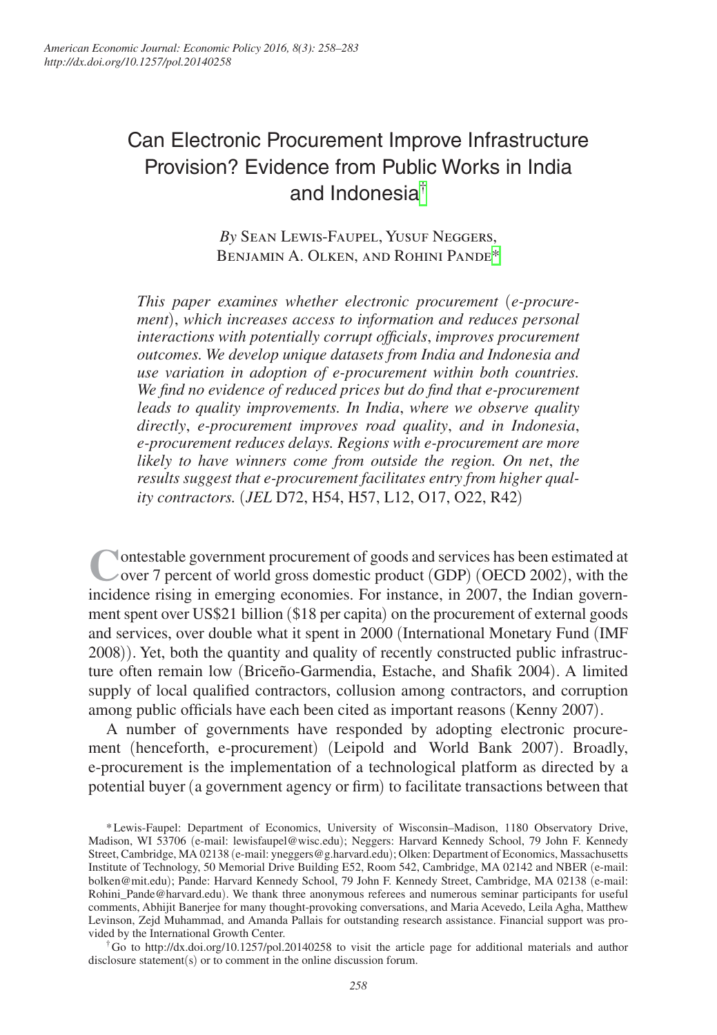# Can Electronic Procurement Improve Infrastructure Provision? Evidence from Public Works in India and Indonesia[†]

*By* Sean Lewis-Faupel, Yusuf Neggers, Benjamin A. Olken, and Rohini Pande[*]

*This paper examines whether electronic procurement (e-procurement), which increases access to information and reduces personal interactions with potentially corrupt officials, improves procurement outcomes. We develop unique datasets from India and Indonesia and use variation in adoption of e-procurement within both countries. We find no evidence of reduced prices but do find that e-procurement leads to quality improvements. In India, where we observe quality directly, e-procurement improves road quality, and in Indonesia, e-procurement reduces delays. Regions with e-procurement are more likely to have winners come from outside the region. On net, the results suggest that e-procurement facilitates entry from higher quality contractors.* (*JEL* D72, H54, H57, L12, O17, O22, R42)

Contestable government procurement of goods and services has been estimated at over 7 percent of world gross domestic product (GDP) (OECD 2002), with the incidence rising in emerging economies. For instance, in 2007, the Indian government spent over US$21 billion ($18 per capita) on the procurement of external goods and services, over double what it spent in 2000 (International Monetary Fund (IMF 2008)). Yet, both the quantity and quality of recently constructed public infrastructure often remain low (Briceño-Garmendia, Estache, and Shafik 2004). A limited supply of local qualified contractors, collusion among contractors, and corruption among public officials have each been cited as important reasons (Kenny 2007).

A number of governments have responded by adopting electronic procurement (henceforth, e-procurement) (Leipold and World Bank 2007). Broadly, e-procurement is the implementation of a technological platform as directed by a potential buyer (a government agency or firm) to facilitate transactions between that

---

[*] Lewis-Faupel: Department of Economics, University of Wisconsin–Madison, 1180 Observatory Drive, Madison, WI 53706 (e-mail: lewisfaupel@wisc.edu); Neggers: Harvard Kennedy School, 79 John F. Kennedy Street, Cambridge, MA 02138 (e-mail: yneggers@g.harvard.edu); Olken: Department of Economics, Massachusetts Institute of Technology, 50 Memorial Drive Building E52, Room 542, Cambridge, MA 02142 and NBER (e-mail: bolken@mit.edu); Pande: Harvard Kennedy School, 79 John F. Kennedy Street, Cambridge, MA 02138 (e-mail: Rohini_Pande@harvard.edu). We thank three anonymous referees and numerous seminar participants for useful comments, Abhijit Banerjee for many thought-provoking conversations, and Maria Acevedo, Leila Agha, Matthew Levinson, Zejd Muhammad, and Amanda Pallais for outstanding research assistance. Financial support was provided by the International Growth Center.

[†] Go to http://dx.doi.org/10.1257/pol.20140258 to visit the article page for additional materials and author disclosure statement(s) or to comment in the online discussion forum.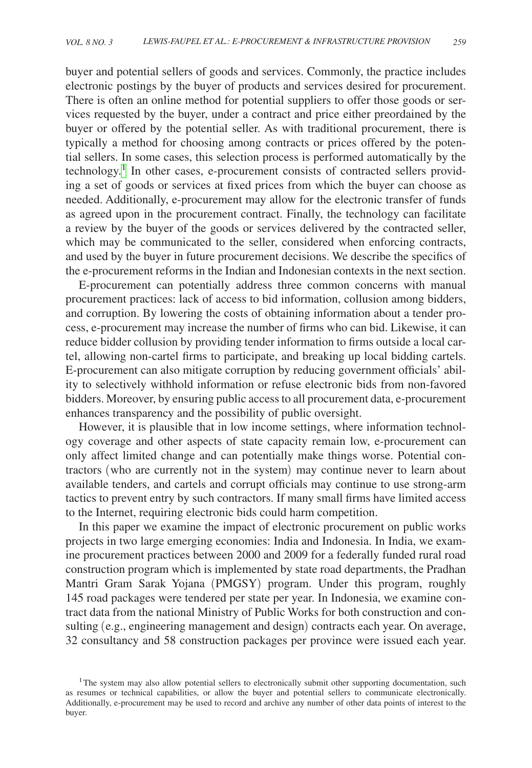buyer and potential sellers of goods and services. Commonly, the practice includes electronic postings by the buyer of products and services desired for procurement. There is often an online method for potential suppliers to offer those goods or services requested by the buyer, under a contract and price either preordained by the buyer or offered by the potential seller. As with traditional procurement, there is typically a method for choosing among contracts or prices offered by the potential sellers. In some cases, this selection process is performed automatically by the technology.[1] In other cases, e-procurement consists of contracted sellers providing a set of goods or services at fixed prices from which the buyer can choose as needed. Additionally, e-procurement may allow for the electronic transfer of funds as agreed upon in the procurement contract. Finally, the technology can facilitate a review by the buyer of the goods or services delivered by the contracted seller, which may be communicated to the seller, considered when enforcing contracts, and used by the buyer in future procurement decisions. We describe the specifics of the e-procurement reforms in the Indian and Indonesian contexts in the next section.

E-procurement can potentially address three common concerns with manual procurement practices: lack of access to bid information, collusion among bidders, and corruption. By lowering the costs of obtaining information about a tender process, e-procurement may increase the number of firms who can bid. Likewise, it can reduce bidder collusion by providing tender information to firms outside a local cartel, allowing non-cartel firms to participate, and breaking up local bidding cartels. E-procurement can also mitigate corruption by reducing government officials' ability to selectively withhold information or refuse electronic bids from non-favored bidders. Moreover, by ensuring public access to all procurement data, e-procurement enhances transparency and the possibility of public oversight.

However, it is plausible that in low income settings, where information technology coverage and other aspects of state capacity remain low, e-procurement can only affect limited change and can potentially make things worse. Potential contractors (who are currently not in the system) may continue never to learn about available tenders, and cartels and corrupt officials may continue to use strong-arm tactics to prevent entry by such contractors. If many small firms have limited access to the Internet, requiring electronic bids could harm competition.

In this paper we examine the impact of electronic procurement on public works projects in two large emerging economies: India and Indonesia. In India, we examine procurement practices between 2000 and 2009 for a federally funded rural road construction program which is implemented by state road departments, the Pradhan Mantri Gram Sarak Yojana (PMGSY) program. Under this program, roughly 145 road packages were tendered per state per year. In Indonesia, we examine contract data from the national Ministry of Public Works for both construction and consulting (e.g., engineering management and design) contracts each year. On average, 32 consultancy and 58 construction packages per province were issued each year.

[1] The system may also allow potential sellers to electronically submit other supporting documentation, such as resumes or technical capabilities, or allow the buyer and potential sellers to communicate electronically. Additionally, e-procurement may be used to record and archive any number of other data points of interest to the buyer.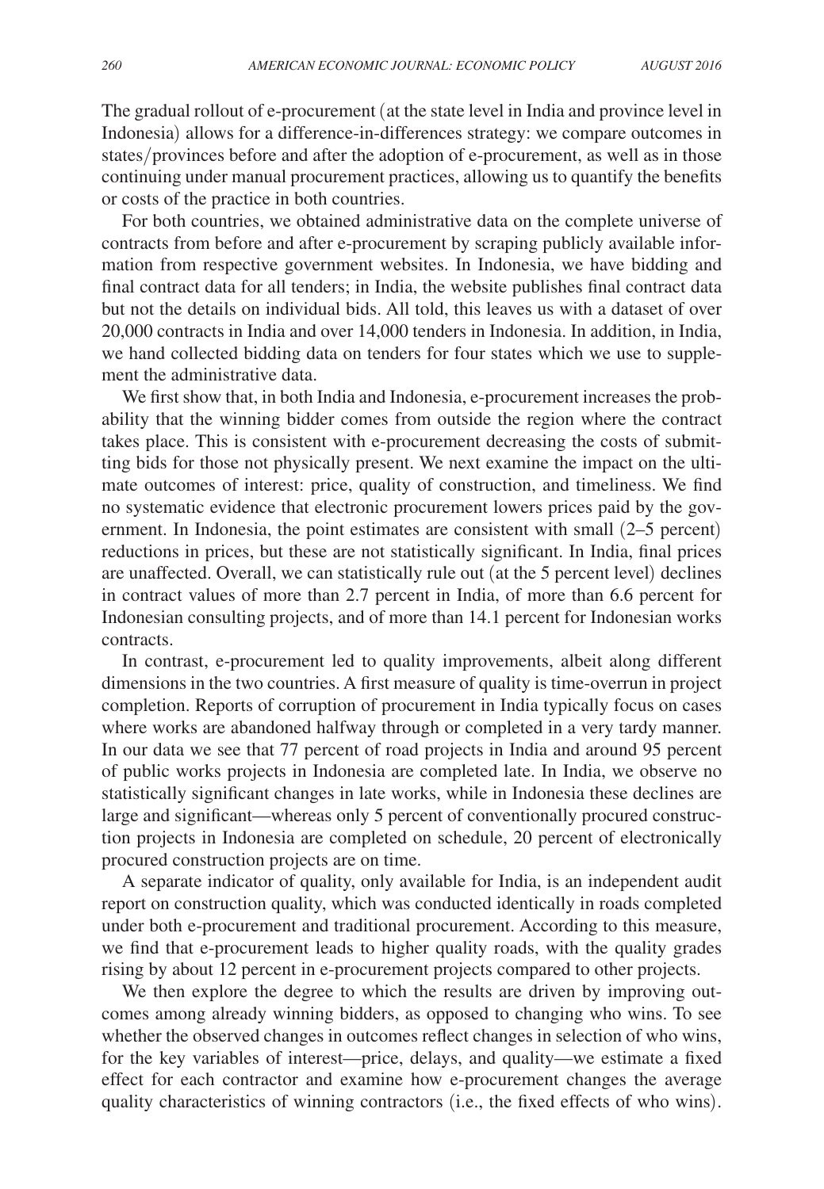The gradual rollout of e-procurement (at the state level in India and province level in Indonesia) allows for a difference-in-differences strategy: we compare outcomes in states/provinces before and after the adoption of e-procurement, as well as in those continuing under manual procurement practices, allowing us to quantify the benefits or costs of the practice in both countries.

For both countries, we obtained administrative data on the complete universe of contracts from before and after e-procurement by scraping publicly available information from respective government websites. In Indonesia, we have bidding and final contract data for all tenders; in India, the website publishes final contract data but not the details on individual bids. All told, this leaves us with a dataset of over 20,000 contracts in India and over 14,000 tenders in Indonesia. In addition, in India, we hand collected bidding data on tenders for four states which we use to supplement the administrative data.

We first show that, in both India and Indonesia, e-procurement increases the probability that the winning bidder comes from outside the region where the contract takes place. This is consistent with e-procurement decreasing the costs of submitting bids for those not physically present. We next examine the impact on the ultimate outcomes of interest: price, quality of construction, and timeliness. We find no systematic evidence that electronic procurement lowers prices paid by the government. In Indonesia, the point estimates are consistent with small (2–5 percent) reductions in prices, but these are not statistically significant. In India, final prices are unaffected. Overall, we can statistically rule out (at the 5 percent level) declines in contract values of more than 2.7 percent in India, of more than 6.6 percent for Indonesian consulting projects, and of more than 14.1 percent for Indonesian works contracts.

In contrast, e-procurement led to quality improvements, albeit along different dimensions in the two countries. A first measure of quality is time-overrun in project completion. Reports of corruption of procurement in India typically focus on cases where works are abandoned halfway through or completed in a very tardy manner. In our data we see that 77 percent of road projects in India and around 95 percent of public works projects in Indonesia are completed late. In India, we observe no statistically significant changes in late works, while in Indonesia these declines are large and significant—whereas only 5 percent of conventionally procured construction projects in Indonesia are completed on schedule, 20 percent of electronically procured construction projects are on time.

A separate indicator of quality, only available for India, is an independent audit report on construction quality, which was conducted identically in roads completed under both e-procurement and traditional procurement. According to this measure, we find that e-procurement leads to higher quality roads, with the quality grades rising by about 12 percent in e-procurement projects compared to other projects.

We then explore the degree to which the results are driven by improving outcomes among already winning bidders, as opposed to changing who wins. To see whether the observed changes in outcomes reflect changes in selection of who wins, for the key variables of interest—price, delays, and quality—we estimate a fixed effect for each contractor and examine how e-procurement changes the average quality characteristics of winning contractors (i.e., the fixed effects of who wins).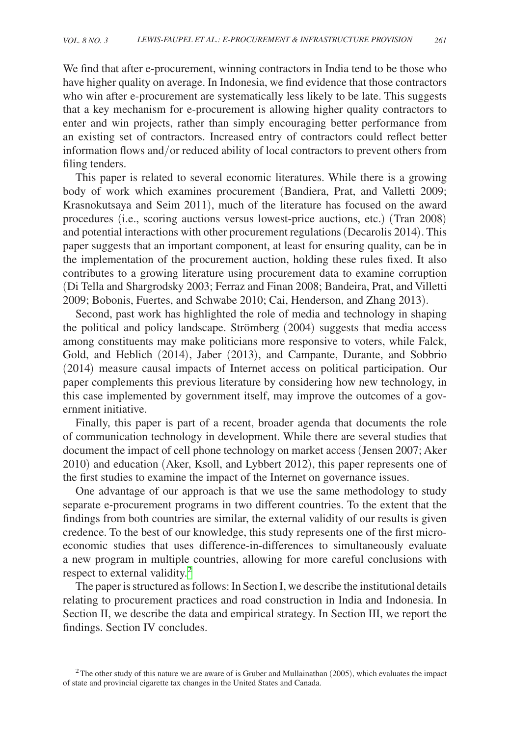We find that after e-procurement, winning contractors in India tend to be those who have higher quality on average. In Indonesia, we find evidence that those contractors who win after e-procurement are systematically less likely to be late. This suggests that a key mechanism for e-procurement is allowing higher quality contractors to enter and win projects, rather than simply encouraging better performance from an existing set of contractors. Increased entry of contractors could reflect better information flows and/or reduced ability of local contractors to prevent others from filing tenders.

This paper is related to several economic literatures. While there is a growing body of work which examines procurement (Bandiera, Prat, and Valletti 2009; Krasnokutsaya and Seim 2011), much of the literature has focused on the award procedures (i.e., scoring auctions versus lowest-price auctions, etc.) (Tran 2008) and potential interactions with other procurement regulations (Decarolis 2014). This paper suggests that an important component, at least for ensuring quality, can be in the implementation of the procurement auction, holding these rules fixed. It also contributes to a growing literature using procurement data to examine corruption (Di Tella and Shargrodsky 2003; Ferraz and Finan 2008; Bandeira, Prat, and Villetti 2009; Bobonis, Fuertes, and Schwabe 2010; Cai, Henderson, and Zhang 2013).

Second, past work has highlighted the role of media and technology in shaping the political and policy landscape. Strömberg (2004) suggests that media access among constituents may make politicians more responsive to voters, while Falck, Gold, and Heblich (2014), Jaber (2013), and Campante, Durante, and Sobbrio (2014) measure causal impacts of Internet access on political participation. Our paper complements this previous literature by considering how new technology, in this case implemented by government itself, may improve the outcomes of a government initiative.

Finally, this paper is part of a recent, broader agenda that documents the role of communication technology in development. While there are several studies that document the impact of cell phone technology on market access (Jensen 2007; Aker 2010) and education (Aker, Ksoll, and Lybbert 2012), this paper represents one of the first studies to examine the impact of the Internet on governance issues.

One advantage of our approach is that we use the same methodology to study separate e-procurement programs in two different countries. To the extent that the findings from both countries are similar, the external validity of our results is given credence. To the best of our knowledge, this study represents one of the first microeconomic studies that uses difference-in-differences to simultaneously evaluate a new program in multiple countries, allowing for more careful conclusions with respect to external validity.[2]

The paper is structured as follows: In Section I, we describe the institutional details relating to procurement practices and road construction in India and Indonesia. In Section II, we describe the data and empirical strategy. In Section III, we report the findings. Section IV concludes.

[2] The other study of this nature we are aware of is Gruber and Mullainathan (2005), which evaluates the impact of state and provincial cigarette tax changes in the United States and Canada.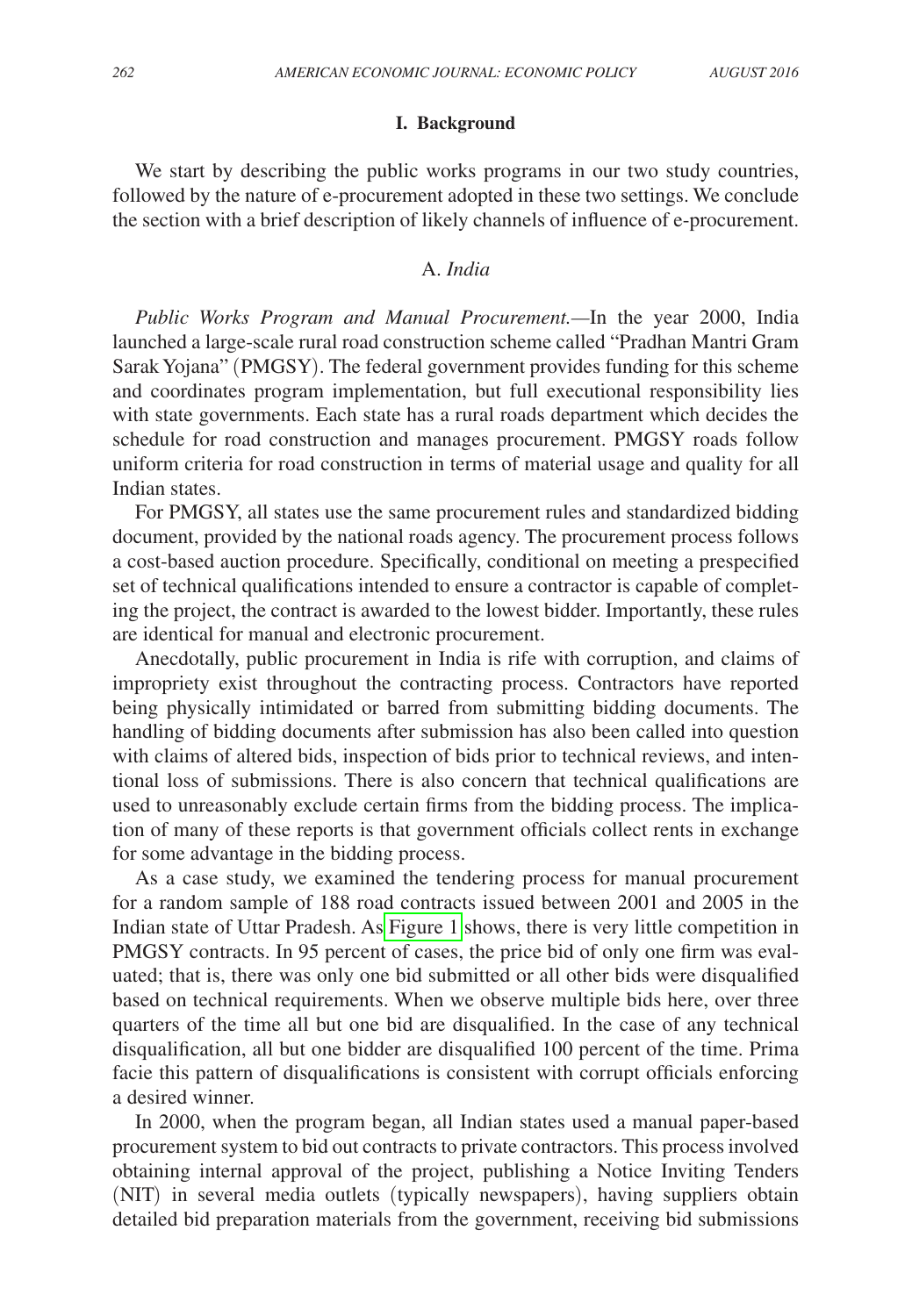## I. Background

We start by describing the public works programs in our two study countries, followed by the nature of e-procurement adopted in these two settings. We conclude the section with a brief description of likely channels of influence of e-procurement.

### A. *India*

*Public Works Program and Manual Procurement.*—In the year 2000, India launched a large-scale rural road construction scheme called "Pradhan Mantri Gram Sarak Yojana" (PMGSY). The federal government provides funding for this scheme and coordinates program implementation, but full executional responsibility lies with state governments. Each state has a rural roads department which decides the schedule for road construction and manages procurement. PMGSY roads follow uniform criteria for road construction in terms of material usage and quality for all Indian states.

For PMGSY, all states use the same procurement rules and standardized bidding document, provided by the national roads agency. The procurement process follows a cost-based auction procedure. Specifically, conditional on meeting a prespecified set of technical qualifications intended to ensure a contractor is capable of completing the project, the contract is awarded to the lowest bidder. Importantly, these rules are identical for manual and electronic procurement.

Anecdotally, public procurement in India is rife with corruption, and claims of impropriety exist throughout the contracting process. Contractors have reported being physically intimidated or barred from submitting bidding documents. The handling of bidding documents after submission has also been called into question with claims of altered bids, inspection of bids prior to technical reviews, and intentional loss of submissions. There is also concern that technical qualifications are used to unreasonably exclude certain firms from the bidding process. The implication of many of these reports is that government officials collect rents in exchange for some advantage in the bidding process.

As a case study, we examined the tendering process for manual procurement for a random sample of 188 road contracts issued between 2001 and 2005 in the Indian state of Uttar Pradesh. As Figure 1 shows, there is very little competition in PMGSY contracts. In 95 percent of cases, the price bid of only one firm was evaluated; that is, there was only one bid submitted or all other bids were disqualified based on technical requirements. When we observe multiple bids here, over three quarters of the time all but one bid are disqualified. In the case of any technical disqualification, all but one bidder are disqualified 100 percent of the time. Prima facie this pattern of disqualifications is consistent with corrupt officials enforcing a desired winner.

In 2000, when the program began, all Indian states used a manual paper-based procurement system to bid out contracts to private contractors. This process involved obtaining internal approval of the project, publishing a Notice Inviting Tenders (NIT) in several media outlets (typically newspapers), having suppliers obtain detailed bid preparation materials from the government, receiving bid submissions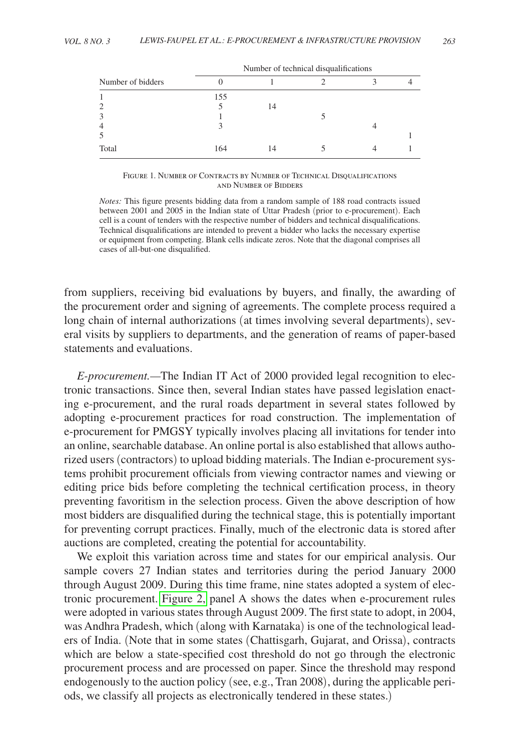| Number of bidders | Number of technical disqualifications | | | | |
|---|---|---|---|---|---|
| | 0 | 1 | 2 | 3 | 4 |
| 1 | 155 | | | | |
| 2 | 5 | 14 | | | |
| 3 | 1 | | 5 | | |
| 4 | 3 | | | 4 | |
| 5 | | | | | 1 |
| Total | 164 | 14 | 5 | 4 | 1 |

Figure 1. Number of Contracts by Number of Technical Disqualifications and Number of Bidders

*Notes:* This figure presents bidding data from a random sample of 188 road contracts issued between 2001 and 2005 in the Indian state of Uttar Pradesh (prior to e-procurement). Each cell is a count of tenders with the respective number of bidders and technical disqualifications. Technical disqualifications are intended to prevent a bidder who lacks the necessary expertise or equipment from competing. Blank cells indicate zeros. Note that the diagonal comprises all cases of all-but-one disqualified.

from suppliers, receiving bid evaluations by buyers, and finally, the awarding of the procurement order and signing of agreements. The complete process required a long chain of internal authorizations (at times involving several departments), several visits by suppliers to departments, and the generation of reams of paper-based statements and evaluations.

*E-procurement.*—The Indian IT Act of 2000 provided legal recognition to electronic transactions. Since then, several Indian states have passed legislation enacting e-procurement, and the rural roads department in several states followed by adopting e-procurement practices for road construction. The implementation of e-procurement for PMGSY typically involves placing all invitations for tender into an online, searchable database. An online portal is also established that allows authorized users (contractors) to upload bidding materials. The Indian e-procurement systems prohibit procurement officials from viewing contractor names and viewing or editing price bids before completing the technical certification process, in theory preventing favoritism in the selection process. Given the above description of how most bidders are disqualified during the technical stage, this is potentially important for preventing corrupt practices. Finally, much of the electronic data is stored after auctions are completed, creating the potential for accountability.

We exploit this variation across time and states for our empirical analysis. Our sample covers 27 Indian states and territories during the period January 2000 through August 2009. During this time frame, nine states adopted a system of electronic procurement. Figure 2, panel A shows the dates when e-procurement rules were adopted in various states through August 2009. The first state to adopt, in 2004, was Andhra Pradesh, which (along with Karnataka) is one of the technological leaders of India. (Note that in some states (Chattisgarh, Gujarat, and Orissa), contracts which are below a state-specified cost threshold do not go through the electronic procurement process and are processed on paper. Since the threshold may respond endogenously to the auction policy (see, e.g., Tran 2008), during the applicable periods, we classify all projects as electronically tendered in these states.)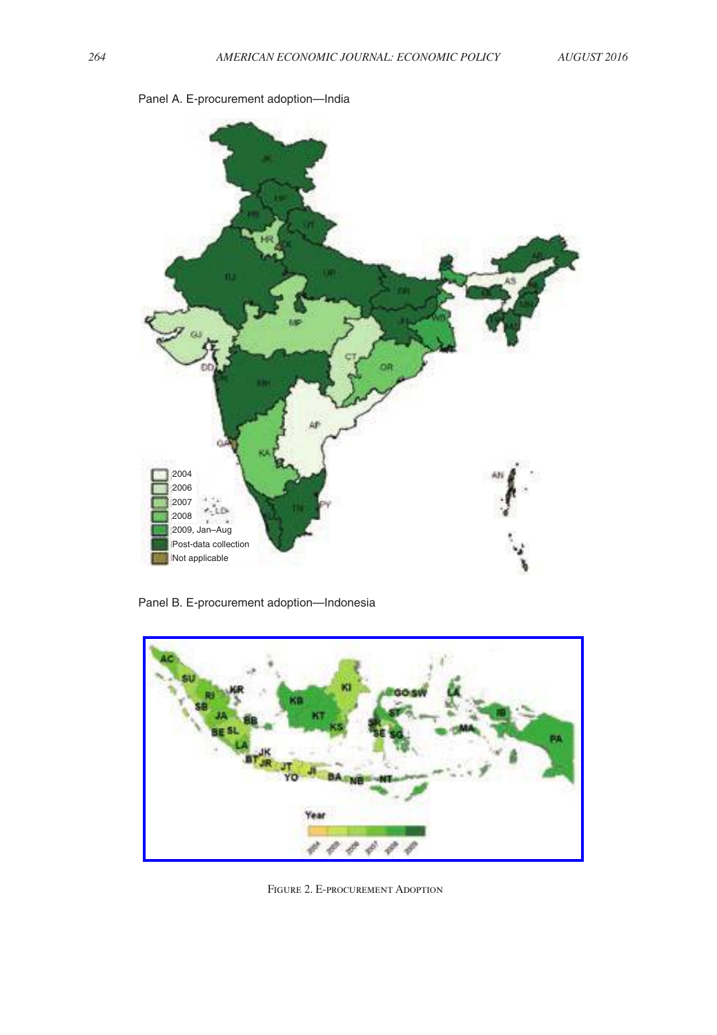Panel A. E-procurement adoption—India

Panel B. E-procurement adoption—Indonesia

Figure 2. E-procurement Adoption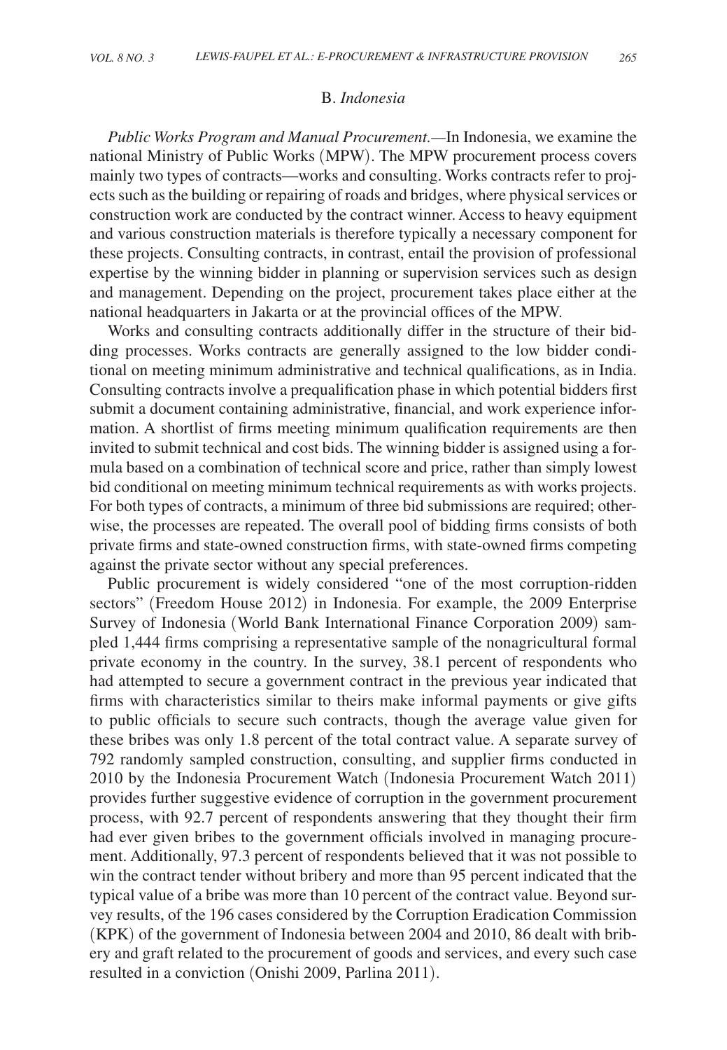### B. *Indonesia*

*Public Works Program and Manual Procurement.*—In Indonesia, we examine the national Ministry of Public Works (MPW). The MPW procurement process covers mainly two types of contracts—works and consulting. Works contracts refer to projects such as the building or repairing of roads and bridges, where physical services or construction work are conducted by the contract winner. Access to heavy equipment and various construction materials is therefore typically a necessary component for these projects. Consulting contracts, in contrast, entail the provision of professional expertise by the winning bidder in planning or supervision services such as design and management. Depending on the project, procurement takes place either at the national headquarters in Jakarta or at the provincial offices of the MPW.

Works and consulting contracts additionally differ in the structure of their bidding processes. Works contracts are generally assigned to the low bidder conditional on meeting minimum administrative and technical qualifications, as in India. Consulting contracts involve a prequalification phase in which potential bidders first submit a document containing administrative, financial, and work experience information. A shortlist of firms meeting minimum qualification requirements are then invited to submit technical and cost bids. The winning bidder is assigned using a formula based on a combination of technical score and price, rather than simply lowest bid conditional on meeting minimum technical requirements as with works projects. For both types of contracts, a minimum of three bid submissions are required; otherwise, the processes are repeated. The overall pool of bidding firms consists of both private firms and state-owned construction firms, with state-owned firms competing against the private sector without any special preferences.

Public procurement is widely considered "one of the most corruption-ridden sectors" (Freedom House 2012) in Indonesia. For example, the 2009 Enterprise Survey of Indonesia (World Bank International Finance Corporation 2009) sampled 1,444 firms comprising a representative sample of the nonagricultural formal private economy in the country. In the survey, 38.1 percent of respondents who had attempted to secure a government contract in the previous year indicated that firms with characteristics similar to theirs make informal payments or give gifts to public officials to secure such contracts, though the average value given for these bribes was only 1.8 percent of the total contract value. A separate survey of 792 randomly sampled construction, consulting, and supplier firms conducted in 2010 by the Indonesia Procurement Watch (Indonesia Procurement Watch 2011) provides further suggestive evidence of corruption in the government procurement process, with 92.7 percent of respondents answering that they thought their firm had ever given bribes to the government officials involved in managing procurement. Additionally, 97.3 percent of respondents believed that it was not possible to win the contract tender without bribery and more than 95 percent indicated that the typical value of a bribe was more than 10 percent of the contract value. Beyond survey results, of the 196 cases considered by the Corruption Eradication Commission (KPK) of the government of Indonesia between 2004 and 2010, 86 dealt with bribery and graft related to the procurement of goods and services, and every such case resulted in a conviction (Onishi 2009, Parlina 2011).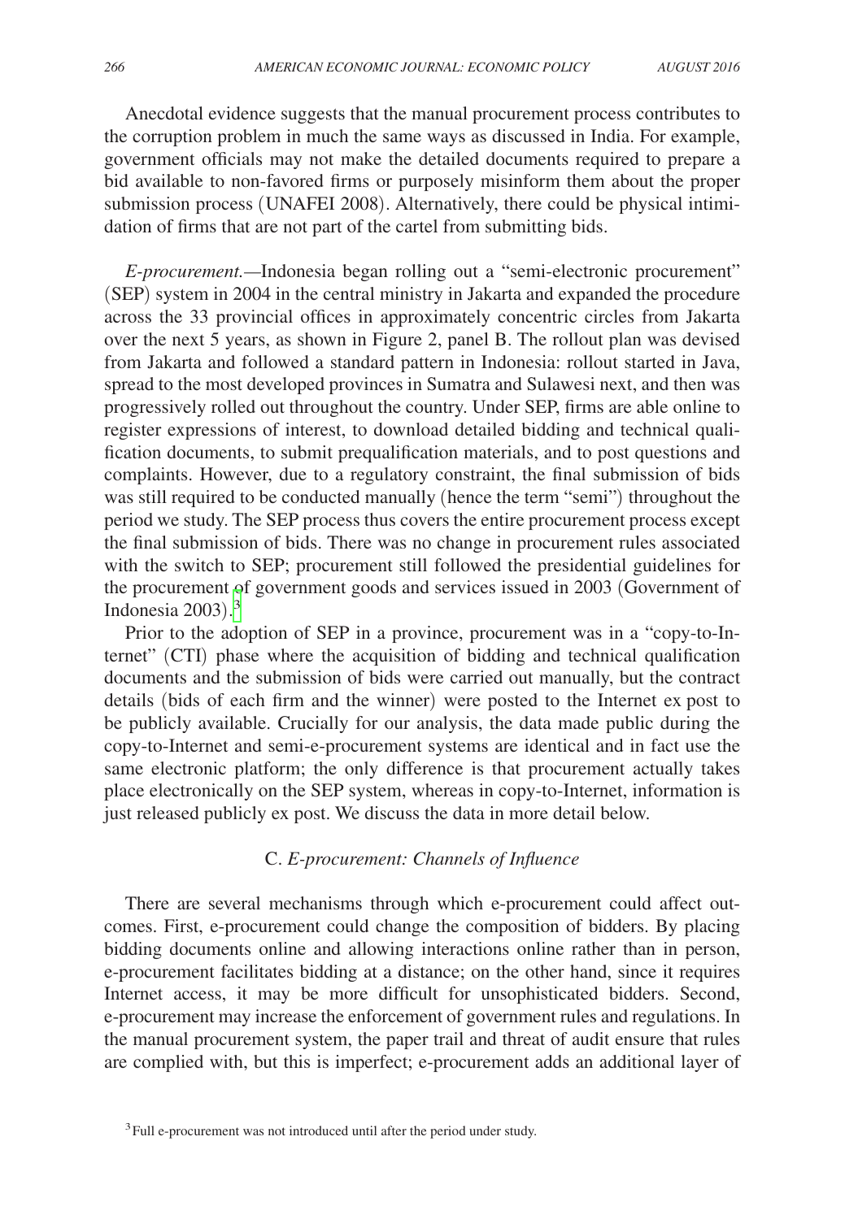Anecdotal evidence suggests that the manual procurement process contributes to the corruption problem in much the same ways as discussed in India. For example, government officials may not make the detailed documents required to prepare a bid available to non-favored firms or purposely misinform them about the proper submission process (UNAFEI 2008). Alternatively, there could be physical intimidation of firms that are not part of the cartel from submitting bids.

*E-procurement.*—Indonesia began rolling out a "semi-electronic procurement" (SEP) system in 2004 in the central ministry in Jakarta and expanded the procedure across the 33 provincial offices in approximately concentric circles from Jakarta over the next 5 years, as shown in Figure 2, panel B. The rollout plan was devised from Jakarta and followed a standard pattern in Indonesia: rollout started in Java, spread to the most developed provinces in Sumatra and Sulawesi next, and then was progressively rolled out throughout the country. Under SEP, firms are able online to register expressions of interest, to download detailed bidding and technical qualification documents, to submit prequalification materials, and to post questions and complaints. However, due to a regulatory constraint, the final submission of bids was still required to be conducted manually (hence the term "semi") throughout the period we study. The SEP process thus covers the entire procurement process except the final submission of bids. There was no change in procurement rules associated with the switch to SEP; procurement still followed the presidential guidelines for the procurement of government goods and services issued in 2003 (Government of Indonesia 2003).[3]

Prior to the adoption of SEP in a province, procurement was in a "copy-to-Internet" (CTI) phase where the acquisition of bidding and technical qualification documents and the submission of bids were carried out manually, but the contract details (bids of each firm and the winner) were posted to the Internet ex post to be publicly available. Crucially for our analysis, the data made public during the copy-to-Internet and semi-e-procurement systems are identical and in fact use the same electronic platform; the only difference is that procurement actually takes place electronically on the SEP system, whereas in copy-to-Internet, information is just released publicly ex post. We discuss the data in more detail below.

### C. *E-procurement: Channels of Influence*

There are several mechanisms through which e-procurement could affect outcomes. First, e-procurement could change the composition of bidders. By placing bidding documents online and allowing interactions online rather than in person, e-procurement facilitates bidding at a distance; on the other hand, since it requires Internet access, it may be more difficult for unsophisticated bidders. Second, e-procurement may increase the enforcement of government rules and regulations. In the manual procurement system, the paper trail and threat of audit ensure that rules are complied with, but this is imperfect; e-procurement adds an additional layer of

[3] Full e-procurement was not introduced until after the period under study.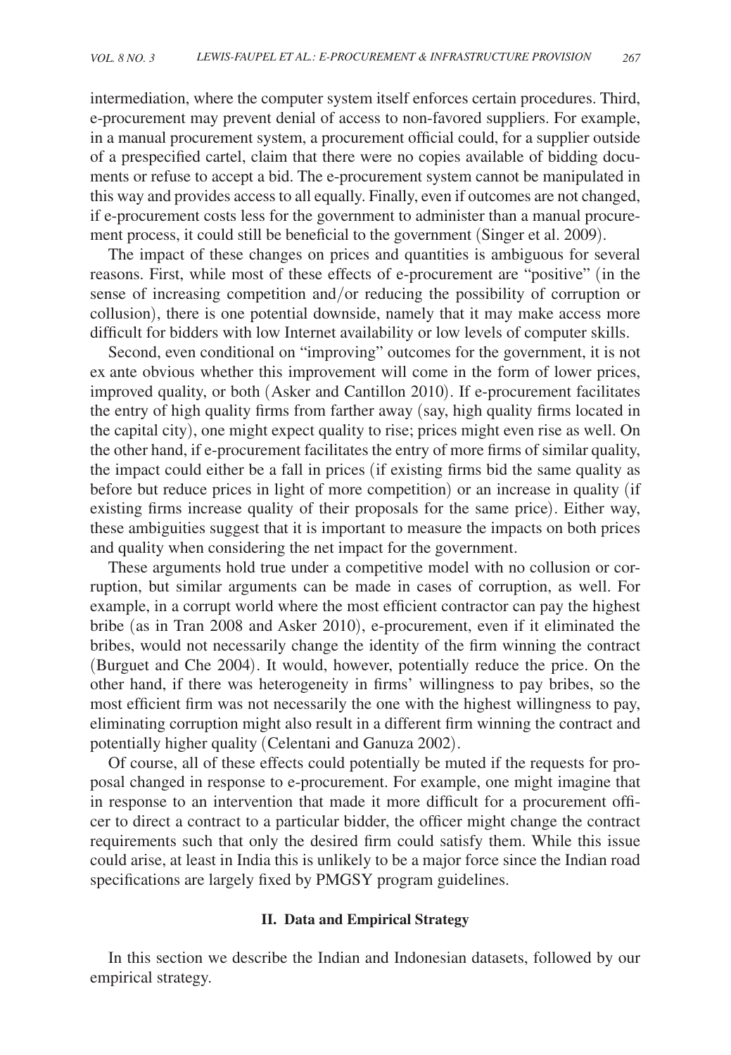intermediation, where the computer system itself enforces certain procedures. Third, e-procurement may prevent denial of access to non-favored suppliers. For example, in a manual procurement system, a procurement official could, for a supplier outside of a prespecified cartel, claim that there were no copies available of bidding documents or refuse to accept a bid. The e-procurement system cannot be manipulated in this way and provides access to all equally. Finally, even if outcomes are not changed, if e-procurement costs less for the government to administer than a manual procurement process, it could still be beneficial to the government (Singer et al. 2009).

The impact of these changes on prices and quantities is ambiguous for several reasons. First, while most of these effects of e-procurement are "positive" (in the sense of increasing competition and/or reducing the possibility of corruption or collusion), there is one potential downside, namely that it may make access more difficult for bidders with low Internet availability or low levels of computer skills.

Second, even conditional on "improving" outcomes for the government, it is not ex ante obvious whether this improvement will come in the form of lower prices, improved quality, or both (Asker and Cantillon 2010). If e-procurement facilitates the entry of high quality firms from farther away (say, high quality firms located in the capital city), one might expect quality to rise; prices might even rise as well. On the other hand, if e-procurement facilitates the entry of more firms of similar quality, the impact could either be a fall in prices (if existing firms bid the same quality as before but reduce prices in light of more competition) or an increase in quality (if existing firms increase quality of their proposals for the same price). Either way, these ambiguities suggest that it is important to measure the impacts on both prices and quality when considering the net impact for the government.

These arguments hold true under a competitive model with no collusion or corruption, but similar arguments can be made in cases of corruption, as well. For example, in a corrupt world where the most efficient contractor can pay the highest bribe (as in Tran 2008 and Asker 2010), e-procurement, even if it eliminated the bribes, would not necessarily change the identity of the firm winning the contract (Burguet and Che 2004). It would, however, potentially reduce the price. On the other hand, if there was heterogeneity in firms' willingness to pay bribes, so the most efficient firm was not necessarily the one with the highest willingness to pay, eliminating corruption might also result in a different firm winning the contract and potentially higher quality (Celentani and Ganuza 2002).

Of course, all of these effects could potentially be muted if the requests for proposal changed in response to e-procurement. For example, one might imagine that in response to an intervention that made it more difficult for a procurement officer to direct a contract to a particular bidder, the officer might change the contract requirements such that only the desired firm could satisfy them. While this issue could arise, at least in India this is unlikely to be a major force since the Indian road specifications are largely fixed by PMGSY program guidelines.

## II. Data and Empirical Strategy

In this section we describe the Indian and Indonesian datasets, followed by our empirical strategy.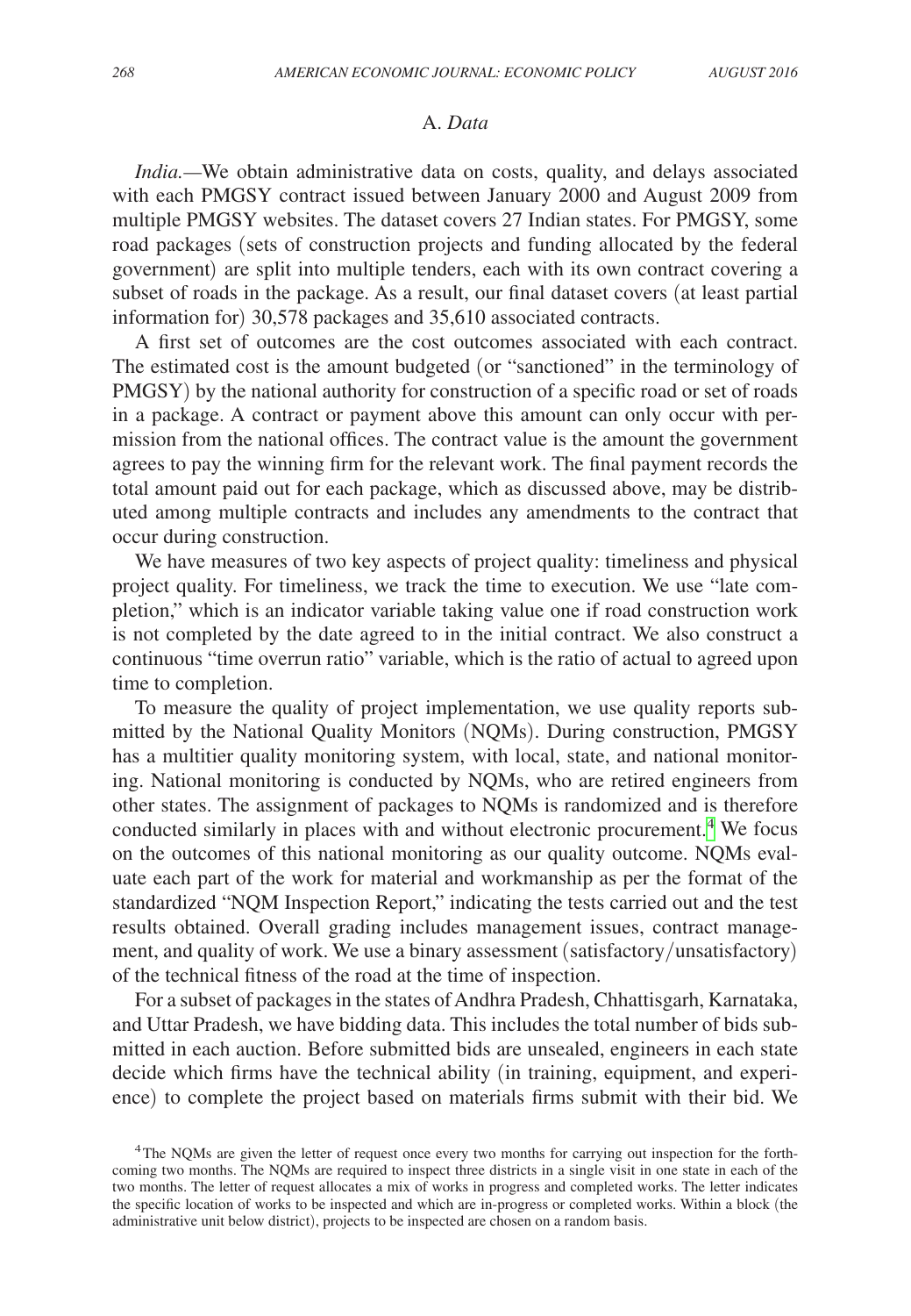### A. *Data*

*India.*—We obtain administrative data on costs, quality, and delays associated with each PMGSY contract issued between January 2000 and August 2009 from multiple PMGSY websites. The dataset covers 27 Indian states. For PMGSY, some road packages (sets of construction projects and funding allocated by the federal government) are split into multiple tenders, each with its own contract covering a subset of roads in the package. As a result, our final dataset covers (at least partial information for) 30,578 packages and 35,610 associated contracts.

A first set of outcomes are the cost outcomes associated with each contract. The estimated cost is the amount budgeted (or "sanctioned" in the terminology of PMGSY) by the national authority for construction of a specific road or set of roads in a package. A contract or payment above this amount can only occur with permission from the national offices. The contract value is the amount the government agrees to pay the winning firm for the relevant work. The final payment records the total amount paid out for each package, which as discussed above, may be distributed among multiple contracts and includes any amendments to the contract that occur during construction.

We have measures of two key aspects of project quality: timeliness and physical project quality. For timeliness, we track the time to execution. We use "late completion," which is an indicator variable taking value one if road construction work is not completed by the date agreed to in the initial contract. We also construct a continuous "time overrun ratio" variable, which is the ratio of actual to agreed upon time to completion.

To measure the quality of project implementation, we use quality reports submitted by the National Quality Monitors (NQMs). During construction, PMGSY has a multitier quality monitoring system, with local, state, and national monitoring. National monitoring is conducted by NQMs, who are retired engineers from other states. The assignment of packages to NQMs is randomized and is therefore conducted similarly in places with and without electronic procurement.[4] We focus on the outcomes of this national monitoring as our quality outcome. NQMs evaluate each part of the work for material and workmanship as per the format of the standardized "NQM Inspection Report," indicating the tests carried out and the test results obtained. Overall grading includes management issues, contract management, and quality of work. We use a binary assessment (satisfactory/unsatisfactory) of the technical fitness of the road at the time of inspection.

For a subset of packages in the states of Andhra Pradesh, Chhattisgarh, Karnataka, and Uttar Pradesh, we have bidding data. This includes the total number of bids submitted in each auction. Before submitted bids are unsealed, engineers in each state decide which firms have the technical ability (in training, equipment, and experience) to complete the project based on materials firms submit with their bid. We

[4] The NQMs are given the letter of request once every two months for carrying out inspection for the forthcoming two months. The NQMs are required to inspect three districts in a single visit in one state in each of the two months. The letter of request allocates a mix of works in progress and completed works. The letter indicates the specific location of works to be inspected and which are in-progress or completed works. Within a block (the administrative unit below district), projects to be inspected are chosen on a random basis.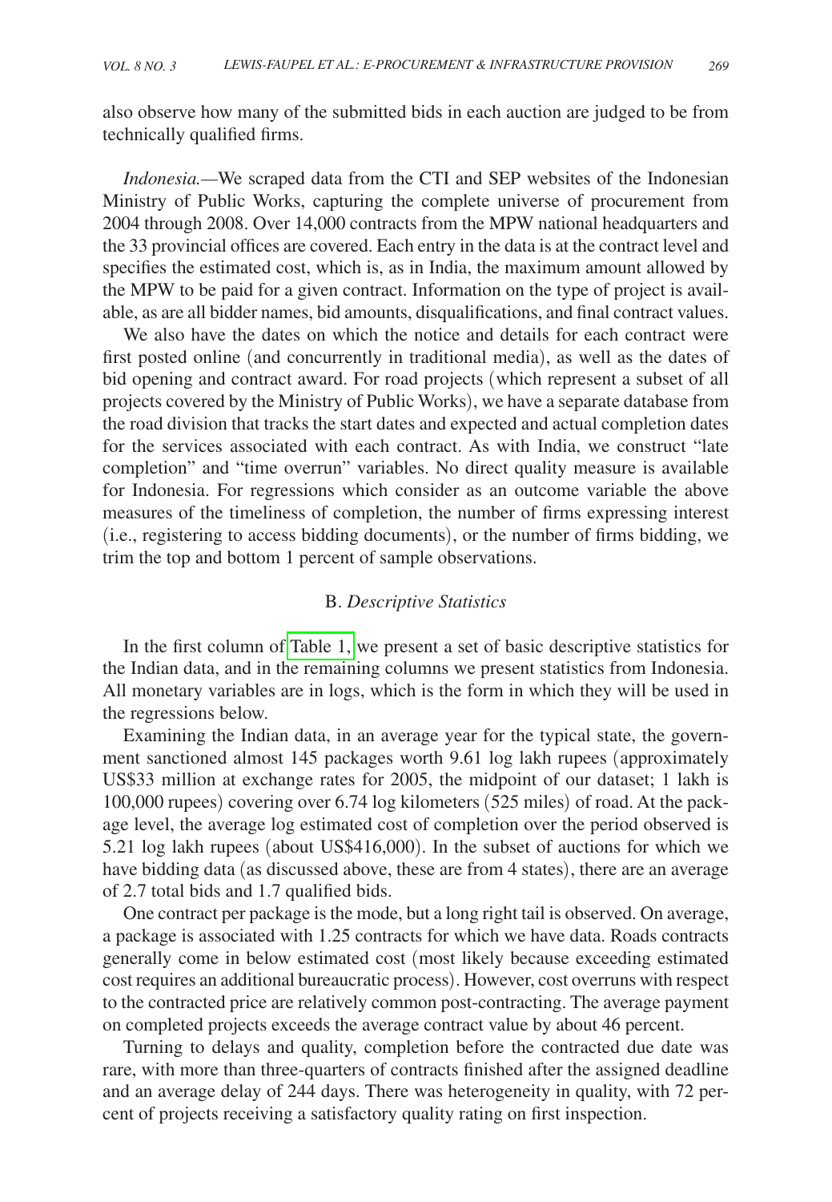also observe how many of the submitted bids in each auction are judged to be from technically qualified firms.

*Indonesia.—*We scraped data from the CTI and SEP websites of the Indonesian Ministry of Public Works, capturing the complete universe of procurement from 2004 through 2008. Over 14,000 contracts from the MPW national headquarters and the 33 provincial offices are covered. Each entry in the data is at the contract level and specifies the estimated cost, which is, as in India, the maximum amount allowed by the MPW to be paid for a given contract. Information on the type of project is available, as are all bidder names, bid amounts, disqualifications, and final contract values.

We also have the dates on which the notice and details for each contract were first posted online (and concurrently in traditional media), as well as the dates of bid opening and contract award. For road projects (which represent a subset of all projects covered by the Ministry of Public Works), we have a separate database from the road division that tracks the start dates and expected and actual completion dates for the services associated with each contract. As with India, we construct "late completion" and "time overrun" variables. No direct quality measure is available for Indonesia. For regressions which consider as an outcome variable the above measures of the timeliness of completion, the number of firms expressing interest (i.e., registering to access bidding documents), or the number of firms bidding, we trim the top and bottom 1 percent of sample observations.

## B. *Descriptive Statistics*

In the first column of Table 1, we present a set of basic descriptive statistics for the Indian data, and in the remaining columns we present statistics from Indonesia. All monetary variables are in logs, which is the form in which they will be used in the regressions below.

Examining the Indian data, in an average year for the typical state, the government sanctioned almost 145 packages worth 9.61 log lakh rupees (approximately US$33 million at exchange rates for 2005, the midpoint of our dataset; 1 lakh is 100,000 rupees) covering over 6.74 log kilometers (525 miles) of road. At the package level, the average log estimated cost of completion over the period observed is 5.21 log lakh rupees (about US$416,000). In the subset of auctions for which we have bidding data (as discussed above, these are from 4 states), there are an average of 2.7 total bids and 1.7 qualified bids.

One contract per package is the mode, but a long right tail is observed. On average, a package is associated with 1.25 contracts for which we have data. Roads contracts generally come in below estimated cost (most likely because exceeding estimated cost requires an additional bureaucratic process). However, cost overruns with respect to the contracted price are relatively common post-contracting. The average payment on completed projects exceeds the average contract value by about 46 percent.

Turning to delays and quality, completion before the contracted due date was rare, with more than three-quarters of contracts finished after the assigned deadline and an average delay of 244 days. There was heterogeneity in quality, with 72 percent of projects receiving a satisfactory quality rating on first inspection.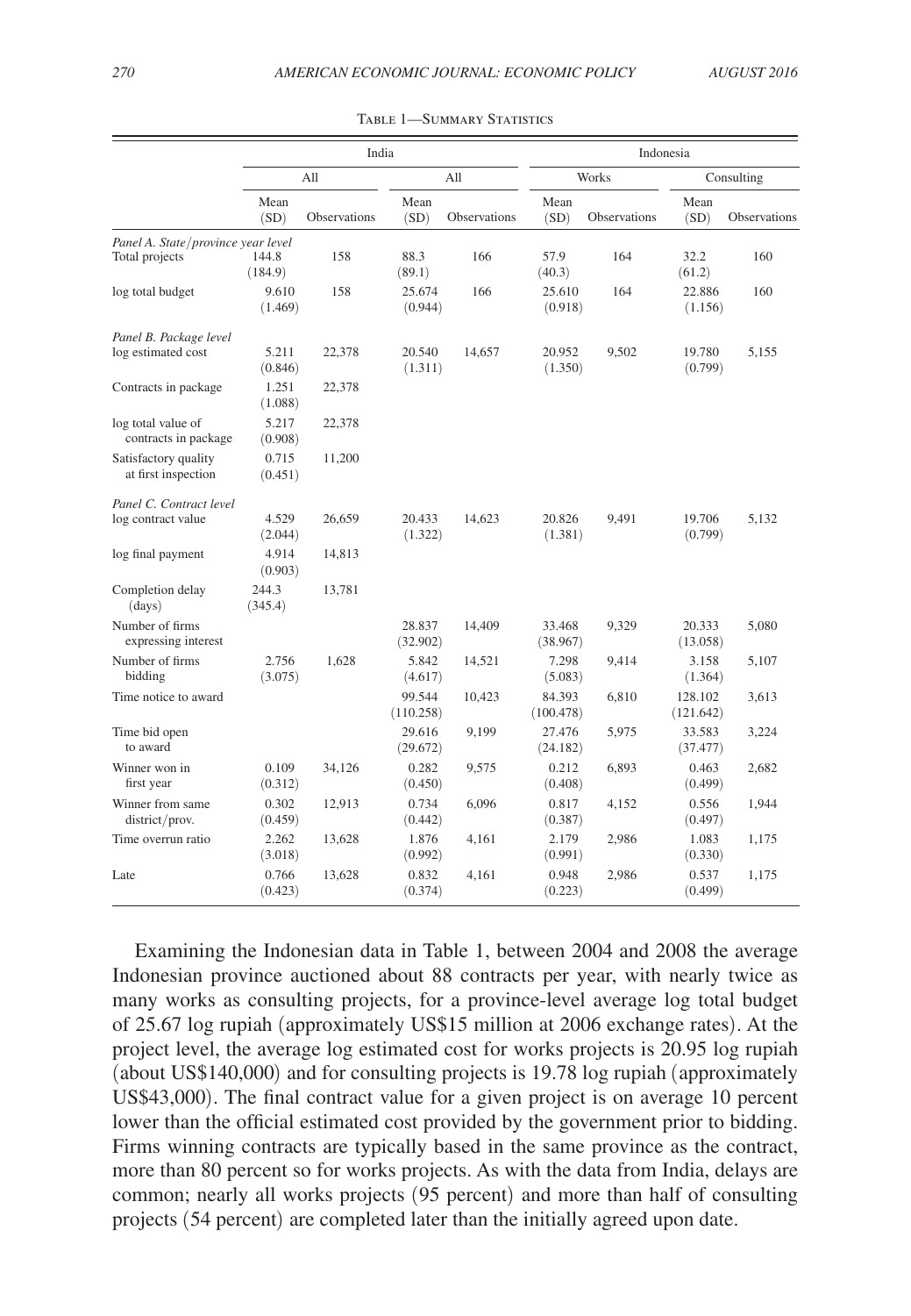Table 1—Summary Statistics

| | India | | Indonesia | | | | | |
|---|---|---|---|---|---|---|---|---|
| | All | | All | | Works | | Consulting | |
| | Mean (SD) | Observations | Mean (SD) | Observations | Mean (SD) | Observations | Mean (SD) | Observations |
| *Panel A. State/province year level* | | | | | | | | |
| Total projects | 144.8 (184.9) | 158 | 88.3 (89.1) | 166 | 57.9 (40.3) | 164 | 32.2 (61.2) | 160 |
| log total budget | 9.610 (1.469) | 158 | 25.674 (0.944) | 166 | 25.610 (0.918) | 164 | 22.886 (1.156) | 160 |
| *Panel B. Package level* | | | | | | | | |
| log estimated cost | 5.211 (0.846) | 22,378 | 20.540 (1.311) | 14,657 | 20.952 (1.350) | 9,502 | 19.780 (0.799) | 5,155 |
| Contracts in package | 1.251 (1.088) | 22,378 | | | | | | |
| log total value of contracts in package | 5.217 (0.908) | 22,378 | | | | | | |
| Satisfactory quality at first inspection | 0.715 (0.451) | 11,200 | | | | | | |
| *Panel C. Contract level* | | | | | | | | |
| log contract value | 4.529 (2.044) | 26,659 | 20.433 (1.322) | 14,623 | 20.826 (1.381) | 9,491 | 19.706 (0.799) | 5,132 |
| log final payment | 4.914 (0.903) | 14,813 | | | | | | |
| Completion delay (days) | 244.3 (345.4) | 13,781 | | | | | | |
| Number of firms expressing interest | | | 28.837 (32.902) | 14,409 | 33.468 (38.967) | 9,329 | 20.333 (13.058) | 5,080 |
| Number of firms bidding | 2.756 (3.075) | 1,628 | 5.842 (4.617) | 14,521 | 7.298 (5.083) | 9,414 | 3.158 (1.364) | 5,107 |
| Time notice to award | | | 99.544 (110.258) | 10,423 | 84.393 (100.478) | 6,810 | 128.102 (121.642) | 3,613 |
| Time bid open to award | | | 29.616 (29.672) | 9,199 | 27.476 (24.182) | 5,975 | 33.583 (37.477) | 3,224 |
| Winner won in first year | 0.109 (0.312) | 34,126 | 0.282 (0.450) | 9,575 | 0.212 (0.408) | 6,893 | 0.463 (0.499) | 2,682 |
| Winner from same district/prov. | 0.302 (0.459) | 12,913 | 0.734 (0.442) | 6,096 | 0.817 (0.387) | 4,152 | 0.556 (0.497) | 1,944 |
| Time overrun ratio | 2.262 (3.018) | 13,628 | 1.876 (0.992) | 4,161 | 2.179 (0.991) | 2,986 | 1.083 (0.330) | 1,175 |
| Late | 0.766 (0.423) | 13,628 | 0.832 (0.374) | 4,161 | 0.948 (0.223) | 2,986 | 0.537 (0.499) | 1,175 |

Examining the Indonesian data in Table 1, between 2004 and 2008 the average Indonesian province auctioned about 88 contracts per year, with nearly twice as many works as consulting projects, for a province-level average log total budget of 25.67 log rupiah (approximately US$15 million at 2006 exchange rates). At the project level, the average log estimated cost for works projects is 20.95 log rupiah (about US$140,000) and for consulting projects is 19.78 log rupiah (approximately US$43,000). The final contract value for a given project is on average 10 percent lower than the official estimated cost provided by the government prior to bidding. Firms winning contracts are typically based in the same province as the contract, more than 80 percent so for works projects. As with the data from India, delays are common; nearly all works projects (95 percent) and more than half of consulting projects (54 percent) are completed later than the initially agreed upon date.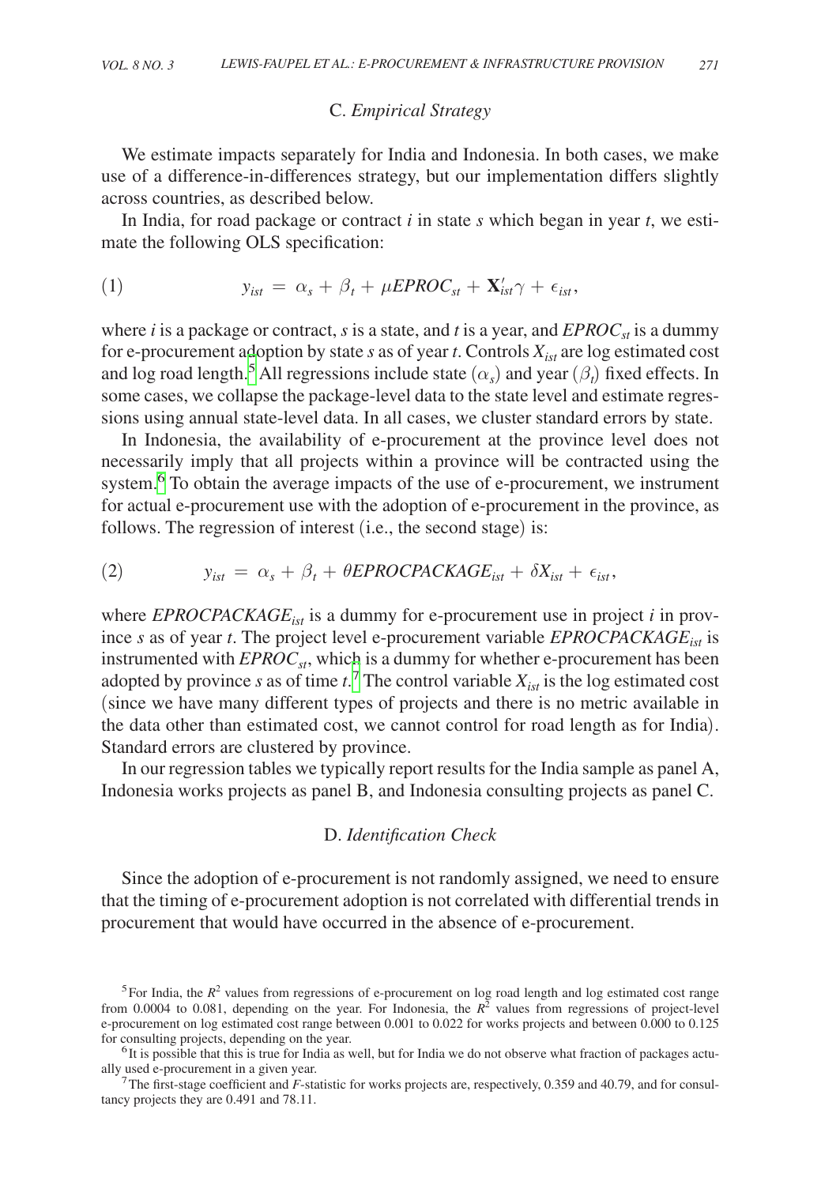### C. *Empirical Strategy*

We estimate impacts separately for India and Indonesia. In both cases, we make use of a difference-in-differences strategy, but our implementation differs slightly across countries, as described below.

In India, for road package or contract $i$ in state $s$ which began in year $t$, we estimate the following OLS specification:

$$y_{ist} = \alpha_s + \beta_t + \mu EPROC_{st} + \mathbf{X}'_{ist}\gamma + \epsilon_{ist}, \tag{1}$$

where $i$ is a package or contract, $s$ is a state, and $t$ is a year, and $EPROC_{st}$ is a dummy for e-procurement adoption by state $s$ as of year $t$. Controls $X_{ist}$ are log estimated cost and log road length.[5] All regressions include state $(\alpha_s)$ and year $(\beta_t)$ fixed effects. In some cases, we collapse the package-level data to the state level and estimate regressions using annual state-level data. In all cases, we cluster standard errors by state.

In Indonesia, the availability of e-procurement at the province level does not necessarily imply that all projects within a province will be contracted using the system.[6] To obtain the average impacts of the use of e-procurement, we instrument for actual e-procurement use with the adoption of e-procurement in the province, as follows. The regression of interest (i.e., the second stage) is:

$$y_{ist} = \alpha_s + \beta_t + \theta EPROCPACKAGE_{ist} + \delta X_{ist} + \epsilon_{ist}, \tag{2}$$

where $EPROCPACKAGE_{ist}$ is a dummy for e-procurement use in project $i$ in province $s$ as of year $t$. The project level e-procurement variable $EPROCPACKAGE_{ist}$ is instrumented with $EPROC_{st}$, which is a dummy for whether e-procurement has been adopted by province $s$ as of time $t$.[7] The control variable $X_{ist}$ is the log estimated cost (since we have many different types of projects and there is no metric available in the data other than estimated cost, we cannot control for road length as for India). Standard errors are clustered by province.

In our regression tables we typically report results for the India sample as panel A, Indonesia works projects as panel B, and Indonesia consulting projects as panel C.

### D. *Identification Check*

Since the adoption of e-procurement is not randomly assigned, we need to ensure that the timing of e-procurement adoption is not correlated with differential trends in procurement that would have occurred in the absence of e-procurement.

[5] For India, the $R^2$ values from regressions of e-procurement on log road length and log estimated cost range from 0.0004 to 0.081, depending on the year. For Indonesia, the $R^2$ values from regressions of project-level e-procurement on log estimated cost range between 0.001 to 0.022 for works projects and between 0.000 to 0.125 for consulting projects, depending on the year.

[6] It is possible that this is true for India as well, but for India we do not observe what fraction of packages actually used e-procurement in a given year.

[7] The first-stage coefficient and $F$-statistic for works projects are, respectively, 0.359 and 40.79, and for consultancy projects they are 0.491 and 78.11.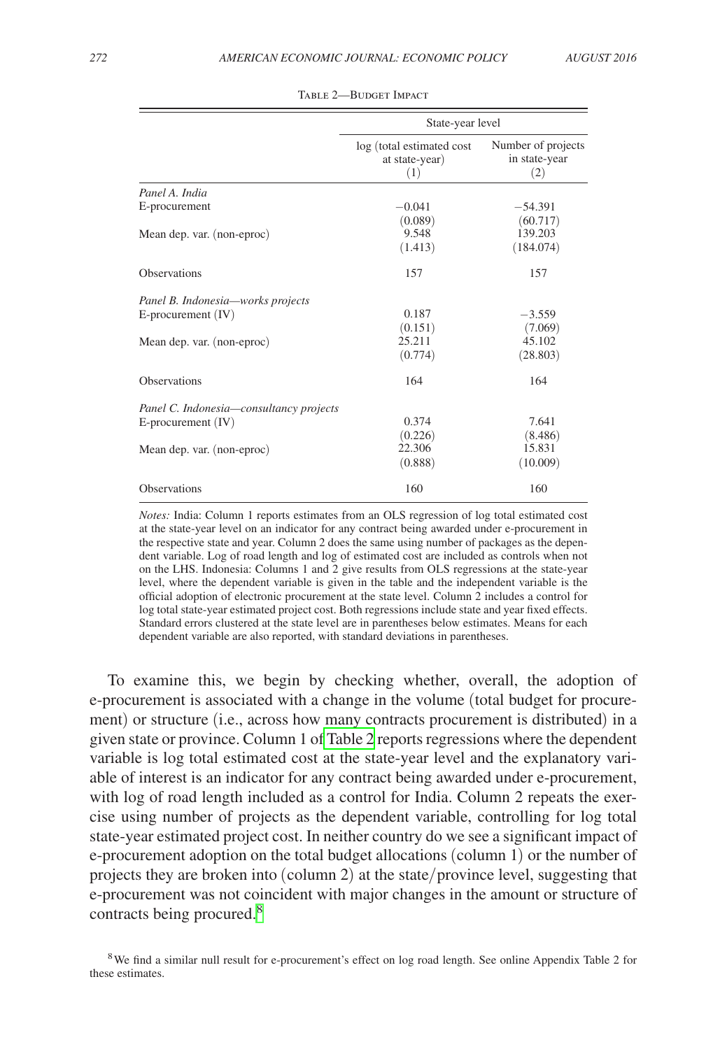Table 2—Budget Impact

| | State-year level | |
|---|---|---|
| | log (total estimated cost at state-year) (1) | Number of projects in state-year (2) |
| *Panel A. India* | | |
| E-procurement | −0.041 | −54.391 |
| | (0.089) | (60.717) |
| Mean dep. var. (non-eproc) | 9.548 | 139.203 |
| | (1.413) | (184.074) |
| Observations | 157 | 157 |
| *Panel B. Indonesia—works projects* | | |
| E-procurement (IV) | 0.187 | −3.559 |
| | (0.151) | (7.069) |
| Mean dep. var. (non-eproc) | 25.211 | 45.102 |
| | (0.774) | (28.803) |
| Observations | 164 | 164 |
| *Panel C. Indonesia—consultancy projects* | | |
| E-procurement (IV) | 0.374 | 7.641 |
| | (0.226) | (8.486) |
| Mean dep. var. (non-eproc) | 22.306 | 15.831 |
| | (0.888) | (10.009) |
| Observations | 160 | 160 |

*Notes:* India: Column 1 reports estimates from an OLS regression of log total estimated cost at the state-year level on an indicator for any contract being awarded under e-procurement in the respective state and year. Column 2 does the same using number of packages as the dependent variable. Log of road length and log of estimated cost are included as controls when not on the LHS. Indonesia: Columns 1 and 2 give results from OLS regressions at the state-year level, where the dependent variable is given in the table and the independent variable is the official adoption of electronic procurement at the state level. Column 2 includes a control for log total state-year estimated project cost. Both regressions include state and year fixed effects. Standard errors clustered at the state level are in parentheses below estimates. Means for each dependent variable are also reported, with standard deviations in parentheses.

To examine this, we begin by checking whether, overall, the adoption of e-procurement is associated with a change in the volume (total budget for procurement) or structure (i.e., across how many contracts procurement is distributed) in a given state or province. Column 1 of Table 2 reports regressions where the dependent variable is log total estimated cost at the state-year level and the explanatory variable of interest is an indicator for any contract being awarded under e-procurement, with log of road length included as a control for India. Column 2 repeats the exercise using number of projects as the dependent variable, controlling for log total state-year estimated project cost. In neither country do we see a significant impact of e-procurement adoption on the total budget allocations (column 1) or the number of projects they are broken into (column 2) at the state/province level, suggesting that e-procurement was not coincident with major changes in the amount or structure of contracts being procured.[8]

[8] We find a similar null result for e-procurement's effect on log road length. See online Appendix Table 2 for these estimates.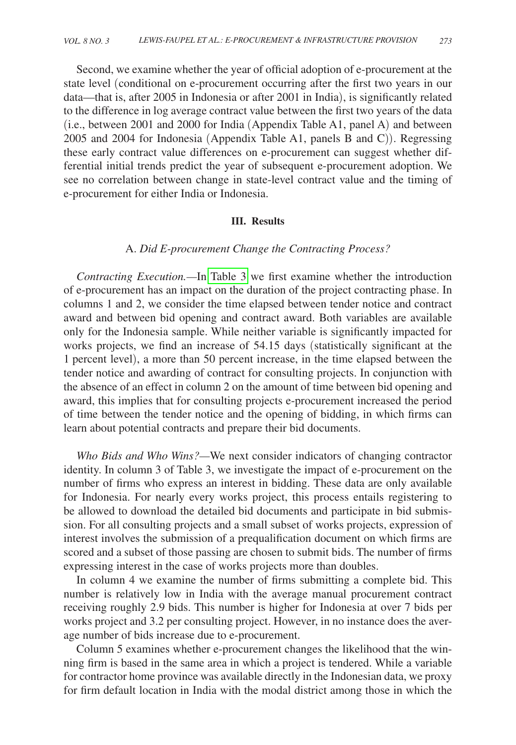Second, we examine whether the year of official adoption of e-procurement at the state level (conditional on e-procurement occurring after the first two years in our data—that is, after 2005 in Indonesia or after 2001 in India), is significantly related to the difference in log average contract value between the first two years of the data (i.e., between 2001 and 2000 for India (Appendix Table A1, panel A) and between 2005 and 2004 for Indonesia (Appendix Table A1, panels B and C)). Regressing these early contract value differences on e-procurement can suggest whether differential initial trends predict the year of subsequent e-procurement adoption. We see no correlation between change in state-level contract value and the timing of e-procurement for either India or Indonesia.

## III. Results

### A. *Did E-procurement Change the Contracting Process?*

*Contracting Execution.*—In Table 3 we first examine whether the introduction of e-procurement has an impact on the duration of the project contracting phase. In columns 1 and 2, we consider the time elapsed between tender notice and contract award and between bid opening and contract award. Both variables are available only for the Indonesia sample. While neither variable is significantly impacted for works projects, we find an increase of 54.15 days (statistically significant at the 1 percent level), a more than 50 percent increase, in the time elapsed between the tender notice and awarding of contract for consulting projects. In conjunction with the absence of an effect in column 2 on the amount of time between bid opening and award, this implies that for consulting projects e-procurement increased the period of time between the tender notice and the opening of bidding, in which firms can learn about potential contracts and prepare their bid documents.

*Who Bids and Who Wins?*—We next consider indicators of changing contractor identity. In column 3 of Table 3, we investigate the impact of e-procurement on the number of firms who express an interest in bidding. These data are only available for Indonesia. For nearly every works project, this process entails registering to be allowed to download the detailed bid documents and participate in bid submission. For all consulting projects and a small subset of works projects, expression of interest involves the submission of a prequalification document on which firms are scored and a subset of those passing are chosen to submit bids. The number of firms expressing interest in the case of works projects more than doubles.

In column 4 we examine the number of firms submitting a complete bid. This number is relatively low in India with the average manual procurement contract receiving roughly 2.9 bids. This number is higher for Indonesia at over 7 bids per works project and 3.2 per consulting project. However, in no instance does the average number of bids increase due to e-procurement.

Column 5 examines whether e-procurement changes the likelihood that the winning firm is based in the same area in which a project is tendered. While a variable for contractor home province was available directly in the Indonesian data, we proxy for firm default location in India with the modal district among those in which the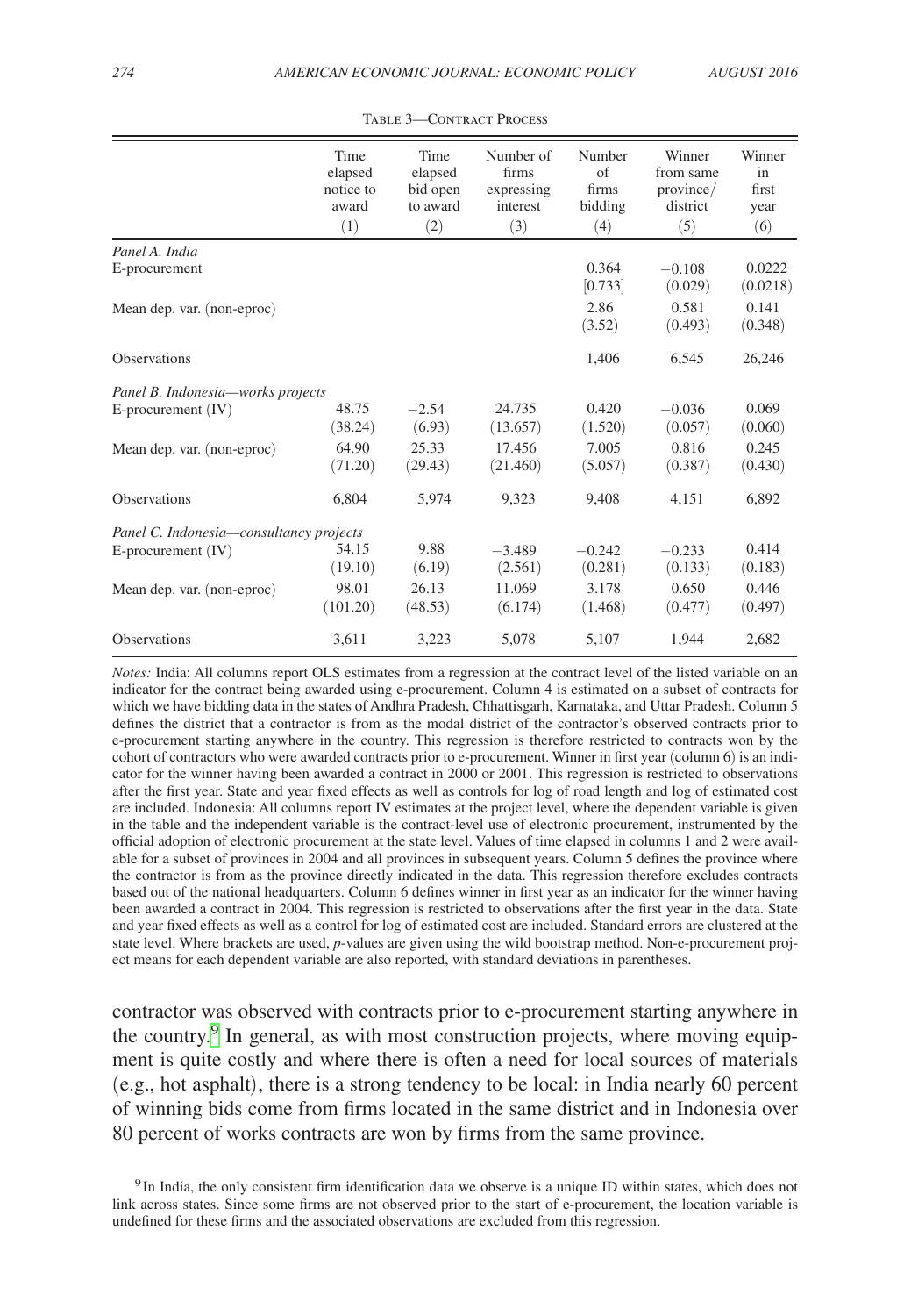Table 3—Contract Process

| | Time elapsed notice to award (1) | Time elapsed bid open to award (2) | Number of firms expressing interest (3) | Number of firms bidding (4) | Winner from same province/ district (5) | Winner in first year (6) |
|---|---|---|---|---|---|---|
| *Panel A. India* | | | | | | |
| E-procurement | | | | 0.364 | −0.108 | 0.0222 |
| | | | | [0.733] | (0.029) | (0.0218) |
| Mean dep. var. (non-eproc) | | | | 2.86 | 0.581 | 0.141 |
| | | | | (3.52) | (0.493) | (0.348) |
| Observations | | | | 1,406 | 6,545 | 26,246 |
| *Panel B. Indonesia—works projects* | | | | | | |
| E-procurement (IV) | 48.75 | −2.54 | 24.735 | 0.420 | −0.036 | 0.069 |
| | (38.24) | (6.93) | (13.657) | (1.520) | (0.057) | (0.060) |
| Mean dep. var. (non-eproc) | 64.90 | 25.33 | 17.456 | 7.005 | 0.816 | 0.245 |
| | (71.20) | (29.43) | (21.460) | (5.057) | (0.387) | (0.430) |
| Observations | 6,804 | 5,974 | 9,323 | 9,408 | 4,151 | 6,892 |
| *Panel C. Indonesia—consultancy projects* | | | | | | |
| E-procurement (IV) | 54.15 | 9.88 | −3.489 | −0.242 | −0.233 | 0.414 |
| | (19.10) | (6.19) | (2.561) | (0.281) | (0.133) | (0.183) |
| Mean dep. var. (non-eproc) | 98.01 | 26.13 | 11.069 | 3.178 | 0.650 | 0.446 |
| | (101.20) | (48.53) | (6.174) | (1.468) | (0.477) | (0.497) |
| Observations | 3,611 | 3,223 | 5,078 | 5,107 | 1,944 | 2,682 |

*Notes:* India: All columns report OLS estimates from a regression at the contract level of the listed variable on an indicator for the contract being awarded using e-procurement. Column 4 is estimated on a subset of contracts for which we have bidding data in the states of Andhra Pradesh, Chhattisgarh, Karnataka, and Uttar Pradesh. Column 5 defines the district that a contractor is from as the modal district of the contractor's observed contracts prior to e-procurement starting anywhere in the country. This regression is therefore restricted to contracts won by the cohort of contractors who were awarded contracts prior to e-procurement. Winner in first year (column 6) is an indicator for the winner having been awarded a contract in 2000 or 2001. This regression is restricted to observations after the first year. State and year fixed effects as well as controls for log of road length and log of estimated cost are included. Indonesia: All columns report IV estimates at the project level, where the dependent variable is given in the table and the independent variable is the contract-level use of electronic procurement, instrumented by the official adoption of electronic procurement at the state level. Values of time elapsed in columns 1 and 2 were available for a subset of provinces in 2004 and all provinces in subsequent years. Column 5 defines the province where the contractor is from as the province directly indicated in the data. This regression therefore excludes contracts based out of the national headquarters. Column 6 defines winner in first year as an indicator for the winner having been awarded a contract in 2004. This regression is restricted to observations after the first year in the data. State and year fixed effects as well as a control for log of estimated cost are included. Standard errors are clustered at the state level. Where brackets are used, *p*-values are given using the wild bootstrap method. Non-e-procurement project means for each dependent variable are also reported, with standard deviations in parentheses.

contractor was observed with contracts prior to e-procurement starting anywhere in the country.[9] In general, as with most construction projects, where moving equipment is quite costly and where there is often a need for local sources of materials (e.g., hot asphalt), there is a strong tendency to be local: in India nearly 60 percent of winning bids come from firms located in the same district and in Indonesia over 80 percent of works contracts are won by firms from the same province.

[9] In India, the only consistent firm identification data we observe is a unique ID within states, which does not link across states. Since some firms are not observed prior to the start of e-procurement, the location variable is undefined for these firms and the associated observations are excluded from this regression.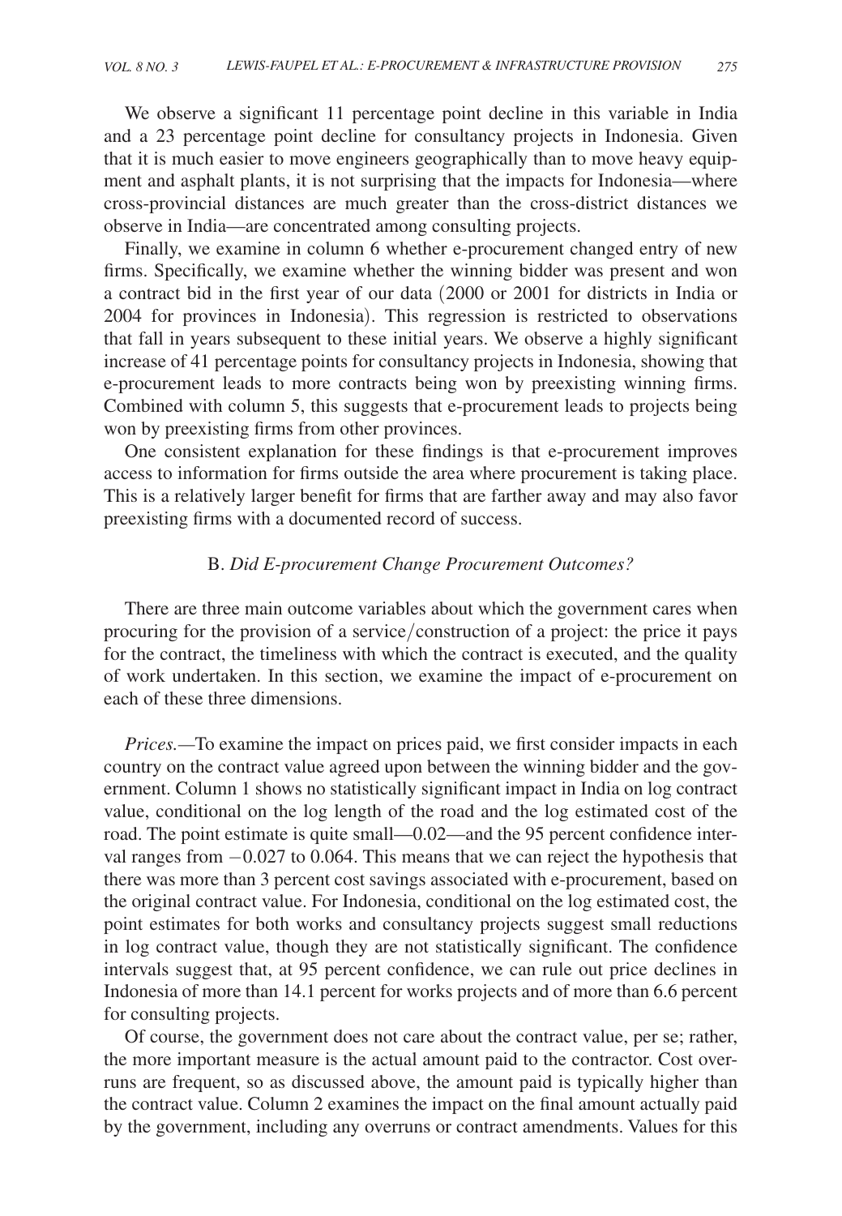We observe a significant 11 percentage point decline in this variable in India and a 23 percentage point decline for consultancy projects in Indonesia. Given that it is much easier to move engineers geographically than to move heavy equipment and asphalt plants, it is not surprising that the impacts for Indonesia—where cross-provincial distances are much greater than the cross-district distances we observe in India—are concentrated among consulting projects.

Finally, we examine in column 6 whether e-procurement changed entry of new firms. Specifically, we examine whether the winning bidder was present and won a contract bid in the first year of our data (2000 or 2001 for districts in India or 2004 for provinces in Indonesia). This regression is restricted to observations that fall in years subsequent to these initial years. We observe a highly significant increase of 41 percentage points for consultancy projects in Indonesia, showing that e-procurement leads to more contracts being won by preexisting winning firms. Combined with column 5, this suggests that e-procurement leads to projects being won by preexisting firms from other provinces.

One consistent explanation for these findings is that e-procurement improves access to information for firms outside the area where procurement is taking place. This is a relatively larger benefit for firms that are farther away and may also favor preexisting firms with a documented record of success.

### B. *Did E-procurement Change Procurement Outcomes?*

There are three main outcome variables about which the government cares when procuring for the provision of a service/construction of a project: the price it pays for the contract, the timeliness with which the contract is executed, and the quality of work undertaken. In this section, we examine the impact of e-procurement on each of these three dimensions.

*Prices.*—To examine the impact on prices paid, we first consider impacts in each country on the contract value agreed upon between the winning bidder and the government. Column 1 shows no statistically significant impact in India on log contract value, conditional on the log length of the road and the log estimated cost of the road. The point estimate is quite small—0.02—and the 95 percent confidence interval ranges from $-0.027$ to 0.064. This means that we can reject the hypothesis that there was more than 3 percent cost savings associated with e-procurement, based on the original contract value. For Indonesia, conditional on the log estimated cost, the point estimates for both works and consultancy projects suggest small reductions in log contract value, though they are not statistically significant. The confidence intervals suggest that, at 95 percent confidence, we can rule out price declines in Indonesia of more than 14.1 percent for works projects and of more than 6.6 percent for consulting projects.

Of course, the government does not care about the contract value, per se; rather, the more important measure is the actual amount paid to the contractor. Cost overruns are frequent, so as discussed above, the amount paid is typically higher than the contract value. Column 2 examines the impact on the final amount actually paid by the government, including any overruns or contract amendments. Values for this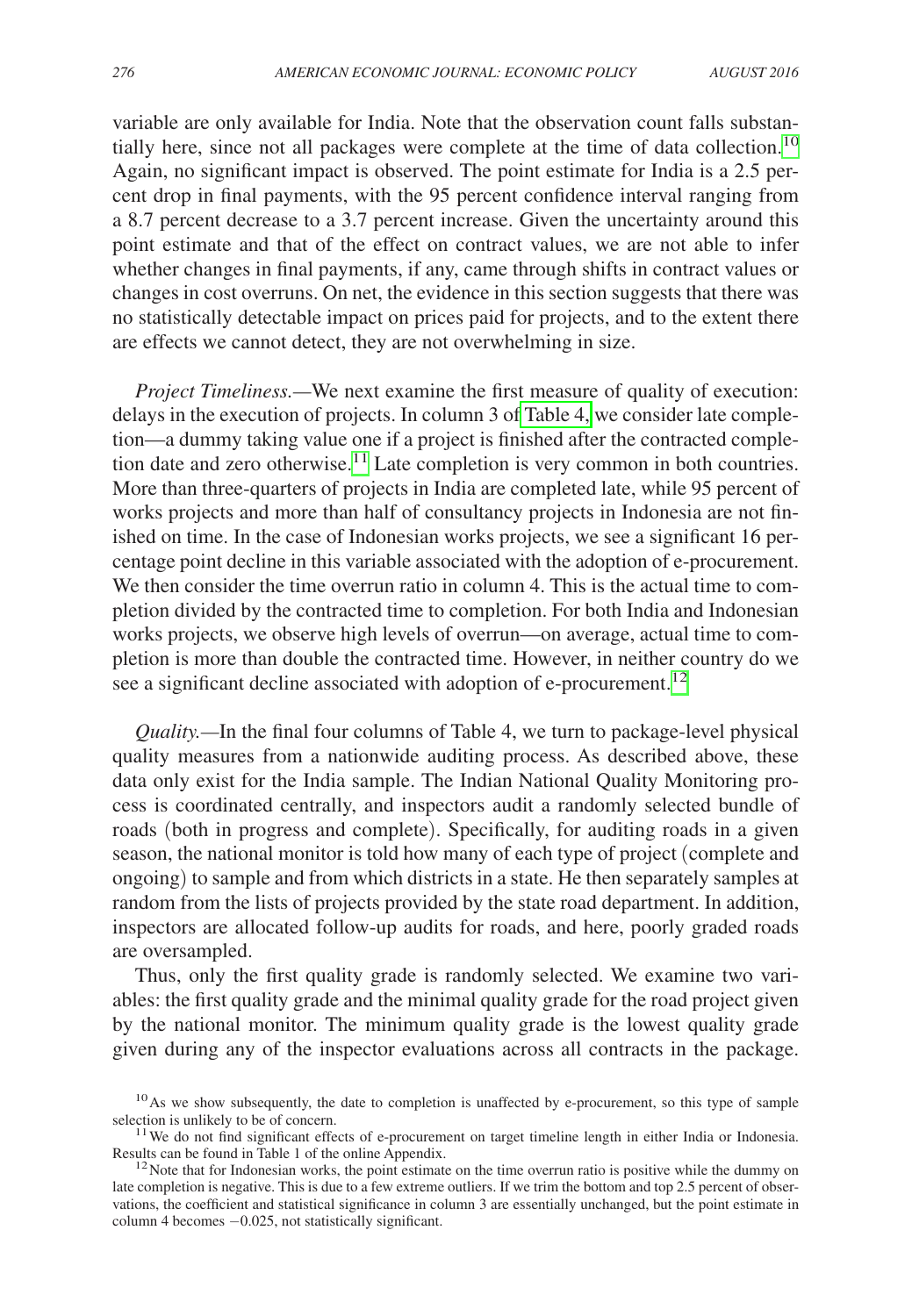variable are only available for India. Note that the observation count falls substantially here, since not all packages were complete at the time of data collection.[10] Again, no significant impact is observed. The point estimate for India is a 2.5 percent drop in final payments, with the 95 percent confidence interval ranging from a 8.7 percent decrease to a 3.7 percent increase. Given the uncertainty around this point estimate and that of the effect on contract values, we are not able to infer whether changes in final payments, if any, came through shifts in contract values or changes in cost overruns. On net, the evidence in this section suggests that there was no statistically detectable impact on prices paid for projects, and to the extent there are effects we cannot detect, they are not overwhelming in size.

*Project Timeliness.*—We next examine the first measure of quality of execution: delays in the execution of projects. In column 3 of Table 4, we consider late completion—a dummy taking value one if a project is finished after the contracted completion date and zero otherwise.[11] Late completion is very common in both countries. More than three-quarters of projects in India are completed late, while 95 percent of works projects and more than half of consultancy projects in Indonesia are not finished on time. In the case of Indonesian works projects, we see a significant 16 percentage point decline in this variable associated with the adoption of e-procurement. We then consider the time overrun ratio in column 4. This is the actual time to completion divided by the contracted time to completion. For both India and Indonesian works projects, we observe high levels of overrun—on average, actual time to completion is more than double the contracted time. However, in neither country do we see a significant decline associated with adoption of e-procurement.[12]

*Quality.*—In the final four columns of Table 4, we turn to package-level physical quality measures from a nationwide auditing process. As described above, these data only exist for the India sample. The Indian National Quality Monitoring process is coordinated centrally, and inspectors audit a randomly selected bundle of roads (both in progress and complete). Specifically, for auditing roads in a given season, the national monitor is told how many of each type of project (complete and ongoing) to sample and from which districts in a state. He then separately samples at random from the lists of projects provided by the state road department. In addition, inspectors are allocated follow-up audits for roads, and here, poorly graded roads are oversampled.

Thus, only the first quality grade is randomly selected. We examine two variables: the first quality grade and the minimal quality grade for the road project given by the national monitor. The minimum quality grade is the lowest quality grade given during any of the inspector evaluations across all contracts in the package.

[10] As we show subsequently, the date to completion is unaffected by e-procurement, so this type of sample selection is unlikely to be of concern.

[11] We do not find significant effects of e-procurement on target timeline length in either India or Indonesia. Results can be found in Table 1 of the online Appendix.

[12] Note that for Indonesian works, the point estimate on the time overrun ratio is positive while the dummy on late completion is negative. This is due to a few extreme outliers. If we trim the bottom and top 2.5 percent of observations, the coefficient and statistical significance in column 3 are essentially unchanged, but the point estimate in column 4 becomes −0.025, not statistically significant.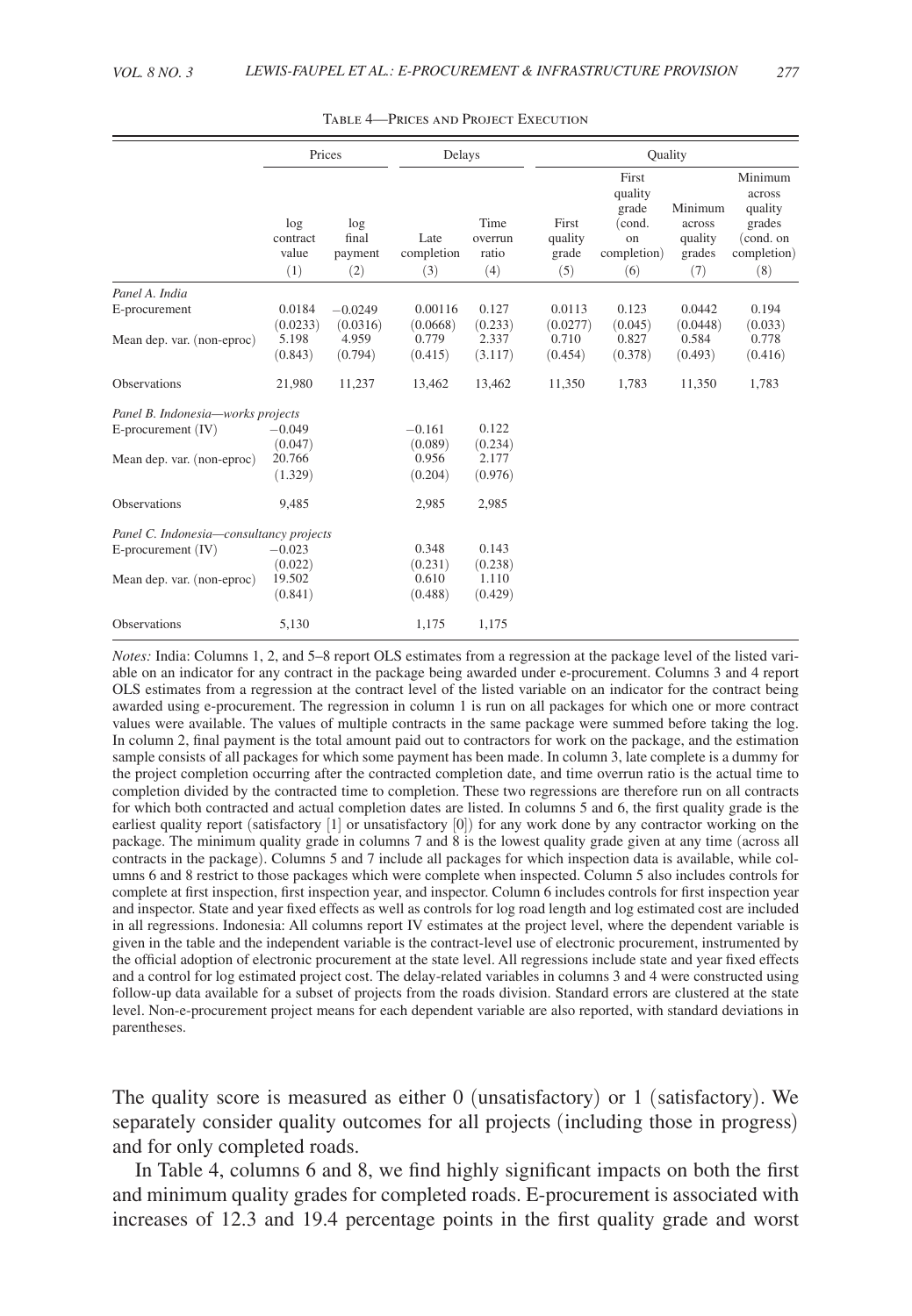Table 4—Prices and Project Execution

| | Prices | | Delays | | Quality | | | |
|---|---|---|---|---|---|---|---|---|
| | log contract value | log final payment | Late completion | Time overrun ratio | First quality grade | First quality grade (cond. on completion) | Minimum across quality grades | Minimum across quality grades (cond. on completion) |
| | (1) | (2) | (3) | (4) | (5) | (6) | (7) | (8) |
| *Panel A. India* | | | | | | | | |
| E-procurement | 0.0184 | −0.0249 | 0.00116 | 0.127 | 0.0113 | 0.123 | 0.0442 | 0.194 |
| | (0.0233) | (0.0316) | (0.0668) | (0.233) | (0.0277) | (0.045) | (0.0448) | (0.033) |
| Mean dep. var. (non-eproc) | 5.198 | 4.959 | 0.779 | 2.337 | 0.710 | 0.827 | 0.584 | 0.778 |
| | (0.843) | (0.794) | (0.415) | (3.117) | (0.454) | (0.378) | (0.493) | (0.416) |
| Observations | 21,980 | 11,237 | 13,462 | 13,462 | 11,350 | 1,783 | 11,350 | 1,783 |
| *Panel B. Indonesia—works projects* | | | | | | | | |
| E-procurement (IV) | −0.049 | | −0.161 | 0.122 | | | | |
| | (0.047) | | (0.089) | (0.234) | | | | |
| Mean dep. var. (non-eproc) | 20.766 | | 0.956 | 2.177 | | | | |
| | (1.329) | | (0.204) | (0.976) | | | | |
| Observations | 9,485 | | 2,985 | 2,985 | | | | |
| *Panel C. Indonesia—consultancy projects* | | | | | | | | |
| E-procurement (IV) | −0.023 | | 0.348 | 0.143 | | | | |
| | (0.022) | | (0.231) | (0.238) | | | | |
| Mean dep. var. (non-eproc) | 19.502 | | 0.610 | 1.110 | | | | |
| | (0.841) | | (0.488) | (0.429) | | | | |
| Observations | 5,130 | | 1,175 | 1,175 | | | | |

*Notes:* India: Columns 1, 2, and 5–8 report OLS estimates from a regression at the package level of the listed variable on an indicator for any contract in the package being awarded under e-procurement. Columns 3 and 4 report OLS estimates from a regression at the contract level of the listed variable on an indicator for the contract being awarded using e-procurement. The regression in column 1 is run on all packages for which one or more contract values were available. The values of multiple contracts in the same package were summed before taking the log. In column 2, final payment is the total amount paid out to contractors for work on the package, and the estimation sample consists of all packages for which some payment has been made. In column 3, late complete is a dummy for the project completion occurring after the contracted completion date, and time overrun ratio is the actual time to completion divided by the contracted time to completion. These two regressions are therefore run on all contracts for which both contracted and actual completion dates are listed. In columns 5 and 6, the first quality grade is the earliest quality report (satisfactory [1] or unsatisfactory [0]) for any work done by any contractor working on the package. The minimum quality grade in columns 7 and 8 is the lowest quality grade given at any time (across all contracts in the package). Columns 5 and 7 include all packages for which inspection data is available, while columns 6 and 8 restrict to those packages which were complete when inspected. Column 5 also includes controls for complete at first inspection, first inspection year, and inspector. Column 6 includes controls for first inspection year and inspector. State and year fixed effects as well as controls for log road length and log estimated cost are included in all regressions. Indonesia: All columns report IV estimates at the project level, where the dependent variable is given in the table and the independent variable is the contract-level use of electronic procurement, instrumented by the official adoption of electronic procurement at the state level. All regressions include state and year fixed effects and a control for log estimated project cost. The delay-related variables in columns 3 and 4 were constructed using follow-up data available for a subset of projects from the roads division. Standard errors are clustered at the state level. Non-e-procurement project means for each dependent variable are also reported, with standard deviations in parentheses.

The quality score is measured as either 0 (unsatisfactory) or 1 (satisfactory). We separately consider quality outcomes for all projects (including those in progress) and for only completed roads.

In Table 4, columns 6 and 8, we find highly significant impacts on both the first and minimum quality grades for completed roads. E-procurement is associated with increases of 12.3 and 19.4 percentage points in the first quality grade and worst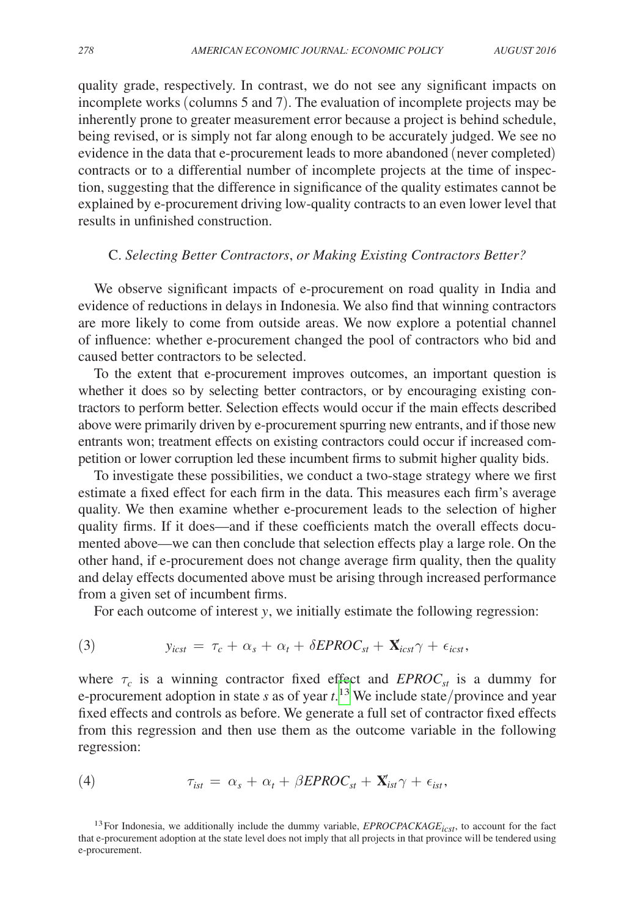quality grade, respectively. In contrast, we do not see any significant impacts on incomplete works (columns 5 and 7). The evaluation of incomplete projects may be inherently prone to greater measurement error because a project is behind schedule, being revised, or is simply not far along enough to be accurately judged. We see no evidence in the data that e-procurement leads to more abandoned (never completed) contracts or to a differential number of incomplete projects at the time of inspection, suggesting that the difference in significance of the quality estimates cannot be explained by e-procurement driving low-quality contracts to an even lower level that results in unfinished construction.

### C. *Selecting Better Contractors, or Making Existing Contractors Better?*

We observe significant impacts of e-procurement on road quality in India and evidence of reductions in delays in Indonesia. We also find that winning contractors are more likely to come from outside areas. We now explore a potential channel of influence: whether e-procurement changed the pool of contractors who bid and caused better contractors to be selected.

To the extent that e-procurement improves outcomes, an important question is whether it does so by selecting better contractors, or by encouraging existing contractors to perform better. Selection effects would occur if the main effects described above were primarily driven by e-procurement spurring new entrants, and if those new entrants won; treatment effects on existing contractors could occur if increased competition or lower corruption led these incumbent firms to submit higher quality bids.

To investigate these possibilities, we conduct a two-stage strategy where we first estimate a fixed effect for each firm in the data. This measures each firm's average quality. We then examine whether e-procurement leads to the selection of higher quality firms. If it does—and if these coefficients match the overall effects documented above—we can then conclude that selection effects play a large role. On the other hand, if e-procurement does not change average firm quality, then the quality and delay effects documented above must be arising through increased performance from a given set of incumbent firms.

For each outcome of interest $y$, we initially estimate the following regression:

$$(3) \qquad y_{icst} = \tau_c + \alpha_s + \alpha_t + \delta EPROC_{st} + \mathbf{X}'_{icst}\gamma + \epsilon_{icst},$$

where $\tau_c$ is a winning contractor fixed effect and $EPROC_{st}$ is a dummy for e-procurement adoption in state $s$ as of year $t$.[13] We include state/province and year fixed effects and controls as before. We generate a full set of contractor fixed effects from this regression and then use them as the outcome variable in the following regression:

$$(4) \qquad \tau_{ist} = \alpha_s + \alpha_t + \beta EPROC_{st} + \mathbf{X}'_{ist}\gamma + \epsilon_{ist},$$

[13] For Indonesia, we additionally include the dummy variable, $EPROCPACKAGE_{icst}$, to account for the fact that e-procurement adoption at the state level does not imply that all projects in that province will be tendered using e-procurement.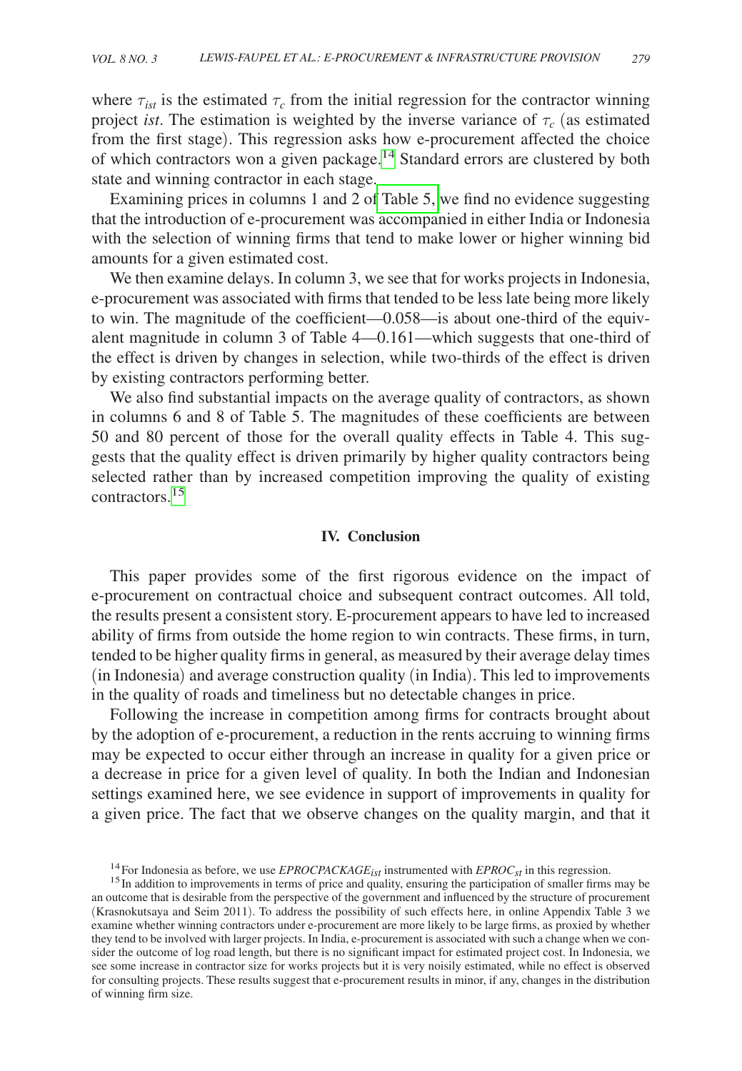where $\tau_{ist}$ is the estimated $\tau_c$ from the initial regression for the contractor winning project *ist*. The estimation is weighted by the inverse variance of $\tau_c$ (as estimated from the first stage). This regression asks how e-procurement affected the choice of which contractors won a given package.[14] Standard errors are clustered by both state and winning contractor in each stage.

Examining prices in columns 1 and 2 of Table 5, we find no evidence suggesting that the introduction of e-procurement was accompanied in either India or Indonesia with the selection of winning firms that tend to make lower or higher winning bid amounts for a given estimated cost.

We then examine delays. In column 3, we see that for works projects in Indonesia, e-procurement was associated with firms that tended to be less late being more likely to win. The magnitude of the coefficient—0.058—is about one-third of the equivalent magnitude in column 3 of Table 4—0.161—which suggests that one-third of the effect is driven by changes in selection, while two-thirds of the effect is driven by existing contractors performing better.

We also find substantial impacts on the average quality of contractors, as shown in columns 6 and 8 of Table 5. The magnitudes of these coefficients are between 50 and 80 percent of those for the overall quality effects in Table 4. This suggests that the quality effect is driven primarily by higher quality contractors being selected rather than by increased competition improving the quality of existing contractors.[15]

## IV. Conclusion

This paper provides some of the first rigorous evidence on the impact of e-procurement on contractual choice and subsequent contract outcomes. All told, the results present a consistent story. E-procurement appears to have led to increased ability of firms from outside the home region to win contracts. These firms, in turn, tended to be higher quality firms in general, as measured by their average delay times (in Indonesia) and average construction quality (in India). This led to improvements in the quality of roads and timeliness but no detectable changes in price.

Following the increase in competition among firms for contracts brought about by the adoption of e-procurement, a reduction in the rents accruing to winning firms may be expected to occur either through an increase in quality for a given price or a decrease in price for a given level of quality. In both the Indian and Indonesian settings examined here, we see evidence in support of improvements in quality for a given price. The fact that we observe changes on the quality margin, and that it

[14] For Indonesia as before, we use $EPROCPACKAGE_{ist}$ instrumented with $EPROC_{st}$ in this regression.

[15] In addition to improvements in terms of price and quality, ensuring the participation of smaller firms may be an outcome that is desirable from the perspective of the government and influenced by the structure of procurement (Krasnokutsaya and Seim 2011). To address the possibility of such effects here, in online Appendix Table 3 we examine whether winning contractors under e-procurement are more likely to be large firms, as proxied by whether they tend to be involved with larger projects. In India, e-procurement is associated with such a change when we consider the outcome of log road length, but there is no significant impact for estimated project cost. In Indonesia, we see some increase in contractor size for works projects but it is very noisily estimated, while no effect is observed for consulting projects. These results suggest that e-procurement results in minor, if any, changes in the distribution of winning firm size.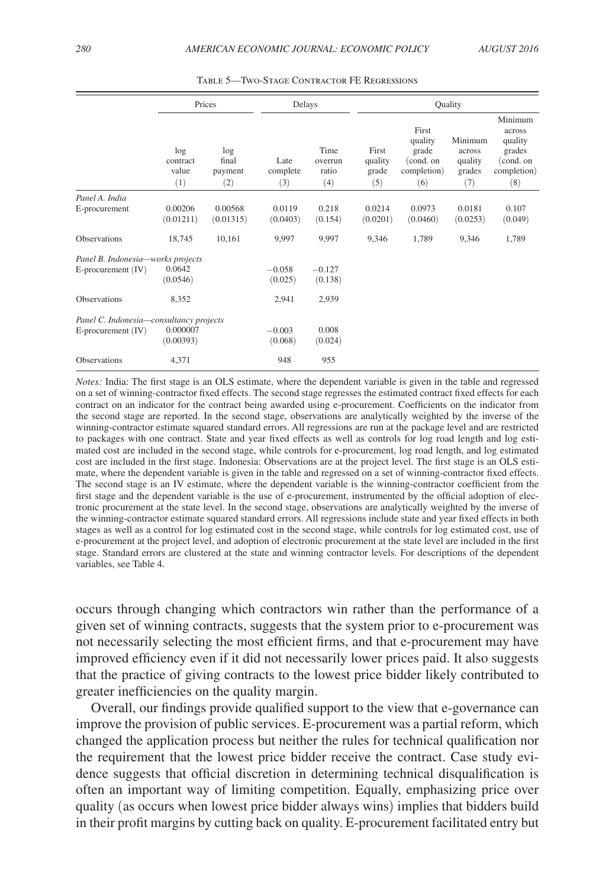Table 5—Two-Stage Contractor FE Regressions

| | Prices | | Delays | | Quality | | | |
|---|---|---|---|---|---|---|---|---|
| | log contract value | log final payment | Late complete | Time overrun ratio | First quality grade | First quality grade (cond. on completion) | Minimum across quality grades | Minimum across quality grades (cond. on completion) |
| | (1) | (2) | (3) | (4) | (5) | (6) | (7) | (8) |
| *Panel A. India* | | | | | | | | |
| E-procurement | 0.00206 | 0.00568 | 0.0119 | 0.218 | 0.0214 | 0.0973 | 0.0181 | 0.107 |
| | (0.01211) | (0.01315) | (0.0403) | (0.154) | (0.0201) | (0.0460) | (0.0253) | (0.049) |
| Observations | 18,745 | 10,161 | 9,997 | 9,997 | 9,346 | 1,789 | 9,346 | 1,789 |
| *Panel B. Indonesia—works projects* | | | | | | | | |
| E-procurement (IV) | 0.0642 | | −0.058 | −0.127 | | | | |
| | (0.0546) | | (0.025) | (0.138) | | | | |
| Observations | 8,352 | | 2,941 | 2,939 | | | | |
| *Panel C. Indonesia—consultancy projects* | | | | | | | | |
| E-procurement (IV) | 0.000007 | | −0.003 | 0.008 | | | | |
| | (0.00393) | | (0.068) | (0.024) | | | | |
| Observations | 4,371 | | 948 | 955 | | | | |

*Notes:* India: The first stage is an OLS estimate, where the dependent variable is given in the table and regressed on a set of winning-contractor fixed effects. The second stage regresses the estimated contract fixed effects for each contract on an indicator for the contract being awarded using e-procurement. Coefficients on the indicator from the second stage are reported. In the second stage, observations are analytically weighted by the inverse of the winning-contractor estimate squared standard errors. All regressions are run at the package level and are restricted to packages with one contract. State and year fixed effects as well as controls for log road length and log estimated cost are included in the second stage, while controls for e-procurement, log road length, and log estimated cost are included in the first stage. Indonesia: Observations are at the project level. The first stage is an OLS estimate, where the dependent variable is given in the table and regressed on a set of winning-contractor fixed effects. The second stage is an IV estimate, where the dependent variable is the winning-contractor coefficient from the first stage and the dependent variable is the use of e-procurement, instrumented by the official adoption of electronic procurement at the state level. In the second stage, observations are analytically weighted by the inverse of the winning-contractor estimate squared standard errors. All regressions include state and year fixed effects in both stages as well as a control for log estimated cost in the second stage, while controls for log estimated cost, use of e-procurement at the project level, and adoption of electronic procurement at the state level are included in the first stage. Standard errors are clustered at the state and winning contractor levels. For descriptions of the dependent variables, see Table 4.

occurs through changing which contractors win rather than the performance of a given set of winning contracts, suggests that the system prior to e-procurement was not necessarily selecting the most efficient firms, and that e-procurement may have improved efficiency even if it did not necessarily lower prices paid. It also suggests that the practice of giving contracts to the lowest price bidder likely contributed to greater inefficiencies on the quality margin.

Overall, our findings provide qualified support to the view that e-governance can improve the provision of public services. E-procurement was a partial reform, which changed the application process but neither the rules for technical qualification nor the requirement that the lowest price bidder receive the contract. Case study evidence suggests that official discretion in determining technical disqualification is often an important way of limiting competition. Equally, emphasizing price over quality (as occurs when lowest price bidder always wins) implies that bidders build in their profit margins by cutting back on quality. E-procurement facilitated entry but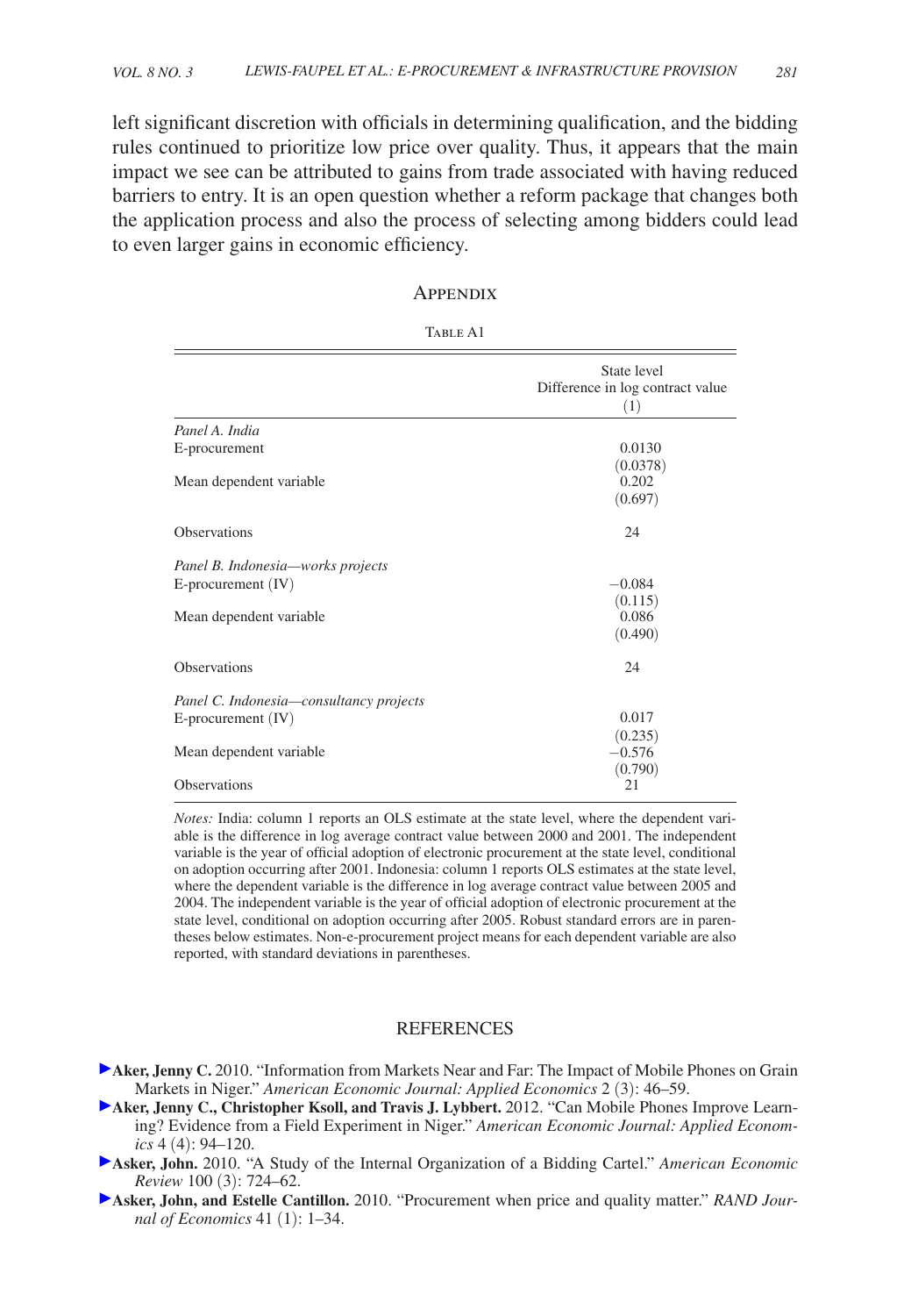left significant discretion with officials in determining qualification, and the bidding rules continued to prioritize low price over quality. Thus, it appears that the main impact we see can be attributed to gains from trade associated with having reduced barriers to entry. It is an open question whether a reform package that changes both the application process and also the process of selecting among bidders could lead to even larger gains in economic efficiency.

## Appendix

Table A1

| | State level<br>Difference in log contract value<br>(1) |
|---|---|
| *Panel A. India* | |
| E-procurement | 0.0130 |
| | (0.0378) |
| Mean dependent variable | 0.202 |
| | (0.697) |
| Observations | 24 |
| *Panel B. Indonesia—works projects* | |
| E-procurement (IV) | −0.084 |
| | (0.115) |
| Mean dependent variable | 0.086 |
| | (0.490) |
| Observations | 24 |
| *Panel C. Indonesia—consultancy projects* | |
| E-procurement (IV) | 0.017 |
| | (0.235) |
| Mean dependent variable | −0.576 |
| | (0.790) |
| Observations | 21 |

*Notes:* India: column 1 reports an OLS estimate at the state level, where the dependent variable is the difference in log average contract value between 2000 and 2001. The independent variable is the year of official adoption of electronic procurement at the state level, conditional on adoption occurring after 2001. Indonesia: column 1 reports OLS estimates at the state level, where the dependent variable is the difference in log average contract value between 2005 and 2004. The independent variable is the year of official adoption of electronic procurement at the state level, conditional on adoption occurring after 2005. Robust standard errors are in parentheses below estimates. Non-e-procurement project means for each dependent variable are also reported, with standard deviations in parentheses.

## References

**Aker, Jenny C.** 2010. "Information from Markets Near and Far: The Impact of Mobile Phones on Grain Markets in Niger." *American Economic Journal: Applied Economics* 2 (3): 46–59.

**Aker, Jenny C., Christopher Ksoll, and Travis J. Lybbert.** 2012. "Can Mobile Phones Improve Learning? Evidence from a Field Experiment in Niger." *American Economic Journal: Applied Economics* 4 (4): 94–120.

**Asker, John.** 2010. "A Study of the Internal Organization of a Bidding Cartel." *American Economic Review* 100 (3): 724–62.

**Asker, John, and Estelle Cantillon.** 2010. "Procurement when price and quality matter." *RAND Journal of Economics* 41 (1): 1–34.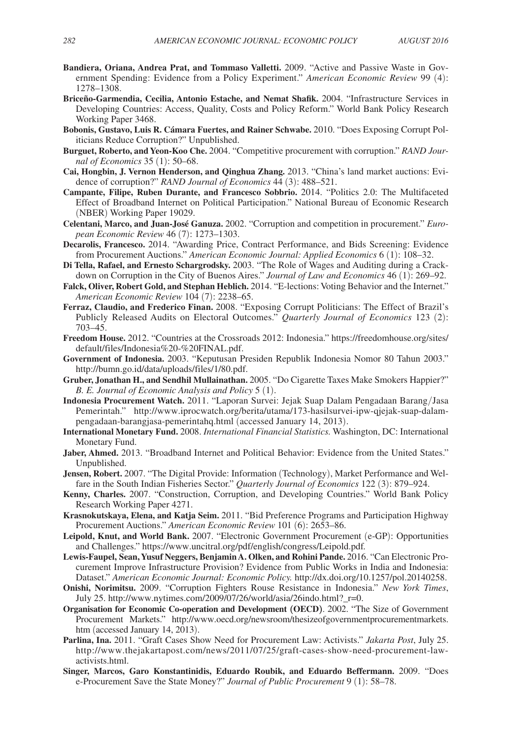**Bandiera, Oriana, Andrea Prat, and Tommaso Valletti.** 2009. "Active and Passive Waste in Government Spending: Evidence from a Policy Experiment." *American Economic Review* 99 (4): 1278–1308.

**Briceño-Garmendia, Cecilia, Antonio Estache, and Nemat Shafik.** 2004. "Infrastructure Services in Developing Countries: Access, Quality, Costs and Policy Reform." World Bank Policy Research Working Paper 3468.

**Bobonis, Gustavo, Luis R. Cámara Fuertes, and Rainer Schwabe.** 2010. "Does Exposing Corrupt Politicians Reduce Corruption?" Unpublished.

**Burguet, Roberto, and Yeon-Koo Che.** 2004. "Competitive procurement with corruption." *RAND Journal of Economics* 35 (1): 50–68.

**Cai, Hongbin, J. Vernon Henderson, and Qinghua Zhang.** 2013. "China's land market auctions: Evidence of corruption?" *RAND Journal of Economics* 44 (3): 488–521.

**Campante, Filipe, Ruben Durante, and Francesco Sobbrio.** 2014. "Politics 2.0: The Multifaceted Effect of Broadband Internet on Political Participation." National Bureau of Economic Research (NBER) Working Paper 19029.

**Celentani, Marco, and Juan-José Ganuza.** 2002. "Corruption and competition in procurement." *European Economic Review* 46 (7): 1273–1303.

**Decarolis, Francesco.** 2014. "Awarding Price, Contract Performance, and Bids Screening: Evidence from Procurement Auctions." *American Economic Journal: Applied Economics* 6 (1): 108–32.

**Di Tella, Rafael, and Ernesto Schargrodsky.** 2003. "The Role of Wages and Auditing during a Crackdown on Corruption in the City of Buenos Aires." *Journal of Law and Economics* 46 (1): 269–92.

**Falck, Oliver, Robert Gold, and Stephan Heblich.** 2014. "E-lections: Voting Behavior and the Internet." *American Economic Review* 104 (7): 2238–65.

**Ferraz, Claudio, and Frederico Finan.** 2008. "Exposing Corrupt Politicians: The Effect of Brazil's Publicly Released Audits on Electoral Outcomes." *Quarterly Journal of Economics* 123 (2): 703–45.

**Freedom House.** 2012. "Countries at the Crossroads 2012: Indonesia." https://freedomhouse.org/sites/default/files/Indonesia%20-%20FINAL.pdf.

**Government of Indonesia.** 2003. "Keputusan Presiden Republik Indonesia Nomor 80 Tahun 2003." http://bumn.go.id/data/uploads/files/1/80.pdf.

**Gruber, Jonathan H., and Sendhil Mullainathan.** 2005. "Do Cigarette Taxes Make Smokers Happier?" *B. E. Journal of Economic Analysis and Policy* 5 (1).

**Indonesia Procurement Watch.** 2011. "Laporan Survei: Jejak Suap Dalam Pengadaan Barang/Jasa Pemerintah." http://www.iprocwatch.org/berita/utama/173-hasilsurvei-ipw-qjejak-suap-dalam-pengadaan-barangjasa-pemerintahq.html (accessed January 14, 2013).

**International Monetary Fund.** 2008. *International Financial Statistics.* Washington, DC: International Monetary Fund.

**Jaber, Ahmed.** 2013. "Broadband Internet and Political Behavior: Evidence from the United States." Unpublished.

**Jensen, Robert.** 2007. "The Digital Provide: Information (Technology), Market Performance and Welfare in the South Indian Fisheries Sector." *Quarterly Journal of Economics* 122 (3): 879–924.

**Kenny, Charles.** 2007. "Construction, Corruption, and Developing Countries." World Bank Policy Research Working Paper 4271.

**Krasnokutskaya, Elena, and Katja Seim.** 2011. "Bid Preference Programs and Participation Highway Procurement Auctions." *American Economic Review* 101 (6): 2653–86.

**Leipold, Knut, and World Bank.** 2007. "Electronic Government Procurement (e-GP): Opportunities and Challenges." https://www.uncitral.org/pdf/english/congress/Leipold.pdf.

**Lewis-Faupel, Sean, Yusuf Neggers, Benjamin A. Olken, and Rohini Pande.** 2016. "Can Electronic Procurement Improve Infrastructure Provision? Evidence from Public Works in India and Indonesia: Dataset." *American Economic Journal: Economic Policy.* http://dx.doi.org/10.1257/pol.20140258.

**Onishi, Norimitsu.** 2009. "Corruption Fighters Rouse Resistance in Indonesia." *New York Times*, July 25. http://www.nytimes.com/2009/07/26/world/asia/26indo.html?_r=0.

**Organisation for Economic Co-operation and Development (OECD).** 2002. "The Size of Government Procurement Markets." http://www.oecd.org/newsroom/thesizeofgovernmentprocurementmarkets.htm (accessed January 14, 2013).

**Parlina, Ina.** 2011. "Graft Cases Show Need for Procurement Law: Activists." *Jakarta Post*, July 25. http://www.thejakartapost.com/news/2011/07/25/graft-cases-show-need-procurement-law-activists.html.

**Singer, Marcos, Garo Konstantinidis, Eduardo Roubik, and Eduardo Beffermann.** 2009. "Does e-Procurement Save the State Money?" *Journal of Public Procurement* 9 (1): 58–78.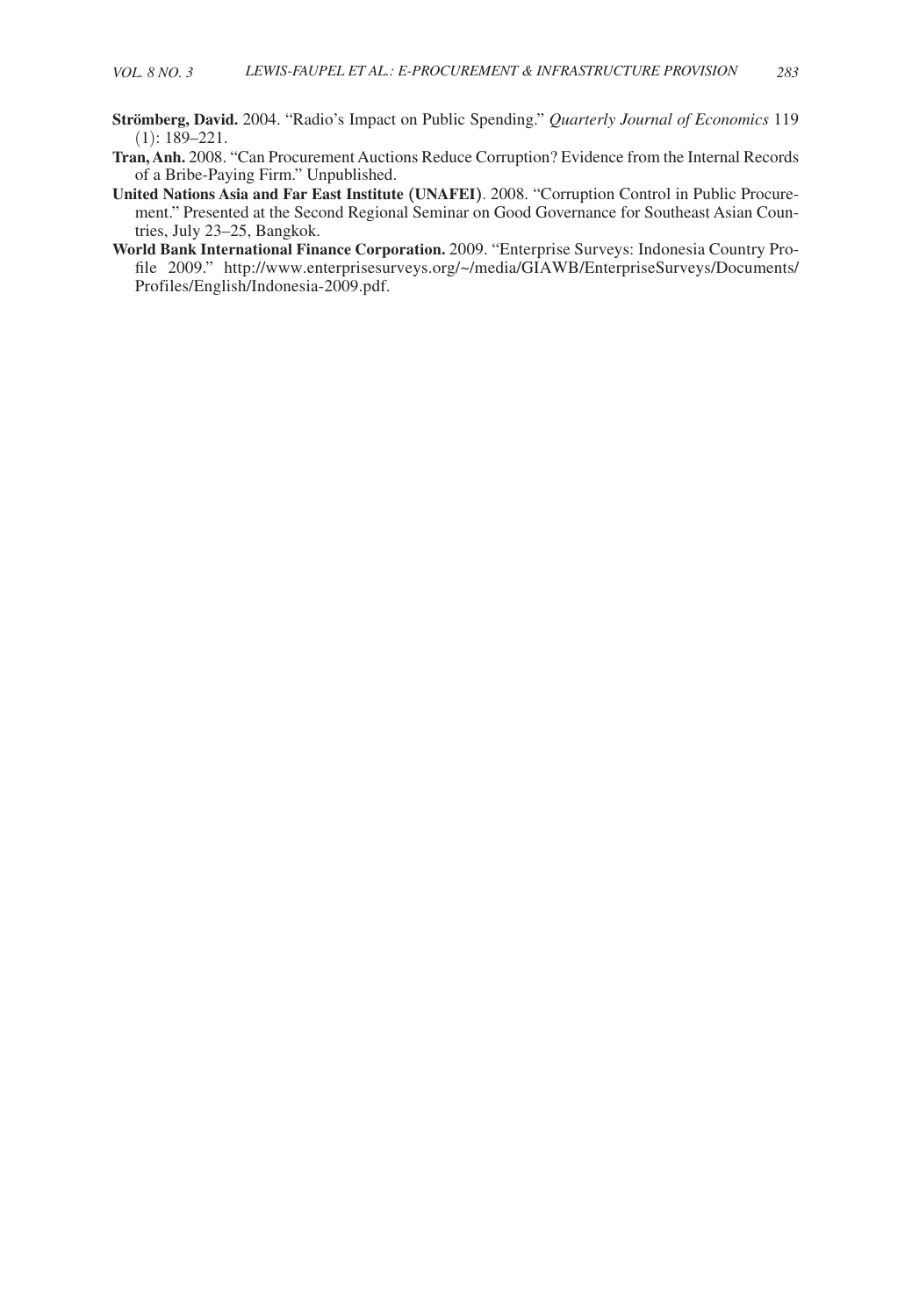**Strömberg, David.** 2004. "Radio's Impact on Public Spending." *Quarterly Journal of Economics* 119 (1): 189–221.

**Tran, Anh.** 2008. "Can Procurement Auctions Reduce Corruption? Evidence from the Internal Records of a Bribe-Paying Firm." Unpublished.

**United Nations Asia and Far East Institute (UNAFEI)**. 2008. "Corruption Control in Public Procurement." Presented at the Second Regional Seminar on Good Governance for Southeast Asian Countries, July 23–25, Bangkok.

**World Bank International Finance Corporation.** 2009. "Enterprise Surveys: Indonesia Country Profile 2009." http://www.enterprisesurveys.org/~/media/GIAWB/EnterpriseSurveys/Documents/Profiles/English/Indonesia-2009.pdf.